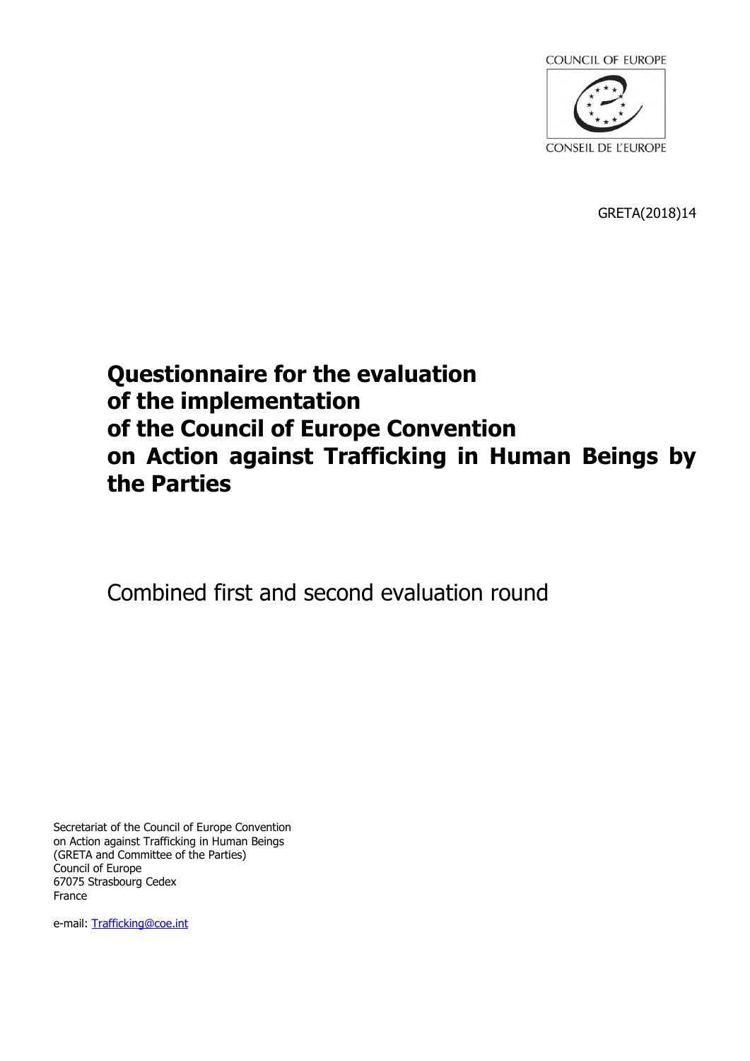COUNCIL OF EUROPE

CONSEIL DE L'EUROPE

GRETA(2018)14

# Questionnaire for the evaluation of the implementation of the Council of Europe Convention on Action against Trafficking in Human Beings by the Parties

Combined first and second evaluation round

Secretariat of the Council of Europe Convention
on Action against Trafficking in Human Beings
(GRETA and Committee of the Parties)
Council of Europe
67075 Strasbourg Cedex
France

e-mail: Trafficking@coe.int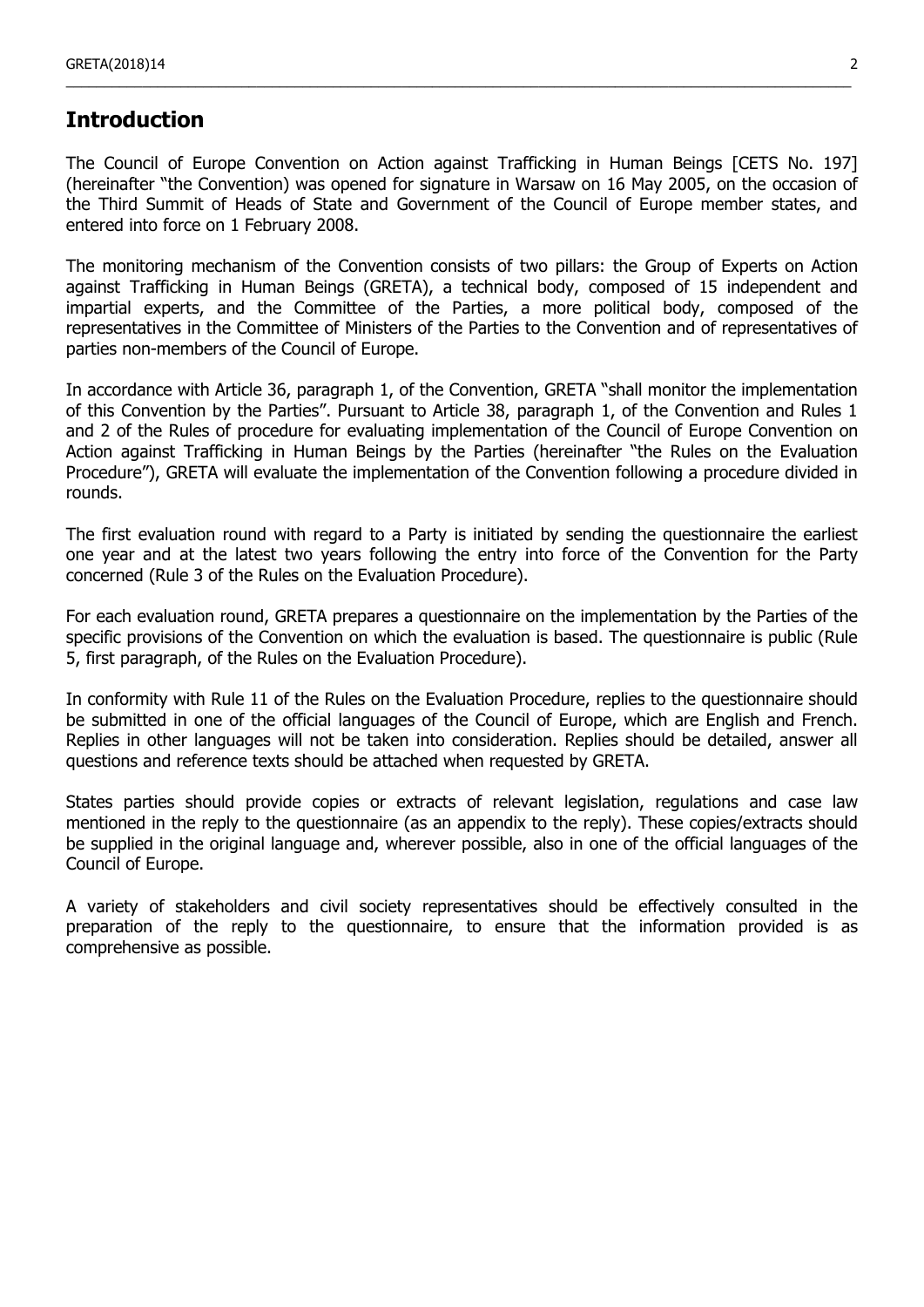## Introduction

The Council of Europe Convention on Action against Trafficking in Human Beings [CETS No. 197] (hereinafter "the Convention) was opened for signature in Warsaw on 16 May 2005, on the occasion of the Third Summit of Heads of State and Government of the Council of Europe member states, and entered into force on 1 February 2008.

The monitoring mechanism of the Convention consists of two pillars: the Group of Experts on Action against Trafficking in Human Beings (GRETA), a technical body, composed of 15 independent and impartial experts, and the Committee of the Parties, a more political body, composed of the representatives in the Committee of Ministers of the Parties to the Convention and of representatives of parties non-members of the Council of Europe.

In accordance with Article 36, paragraph 1, of the Convention, GRETA "shall monitor the implementation of this Convention by the Parties". Pursuant to Article 38, paragraph 1, of the Convention and Rules 1 and 2 of the Rules of procedure for evaluating implementation of the Council of Europe Convention on Action against Trafficking in Human Beings by the Parties (hereinafter "the Rules on the Evaluation Procedure"), GRETA will evaluate the implementation of the Convention following a procedure divided in rounds.

The first evaluation round with regard to a Party is initiated by sending the questionnaire the earliest one year and at the latest two years following the entry into force of the Convention for the Party concerned (Rule 3 of the Rules on the Evaluation Procedure).

For each evaluation round, GRETA prepares a questionnaire on the implementation by the Parties of the specific provisions of the Convention on which the evaluation is based. The questionnaire is public (Rule 5, first paragraph, of the Rules on the Evaluation Procedure).

In conformity with Rule 11 of the Rules on the Evaluation Procedure, replies to the questionnaire should be submitted in one of the official languages of the Council of Europe, which are English and French. Replies in other languages will not be taken into consideration. Replies should be detailed, answer all questions and reference texts should be attached when requested by GRETA.

States parties should provide copies or extracts of relevant legislation, regulations and case law mentioned in the reply to the questionnaire (as an appendix to the reply). These copies/extracts should be supplied in the original language and, wherever possible, also in one of the official languages of the Council of Europe.

A variety of stakeholders and civil society representatives should be effectively consulted in the preparation of the reply to the questionnaire, to ensure that the information provided is as comprehensive as possible.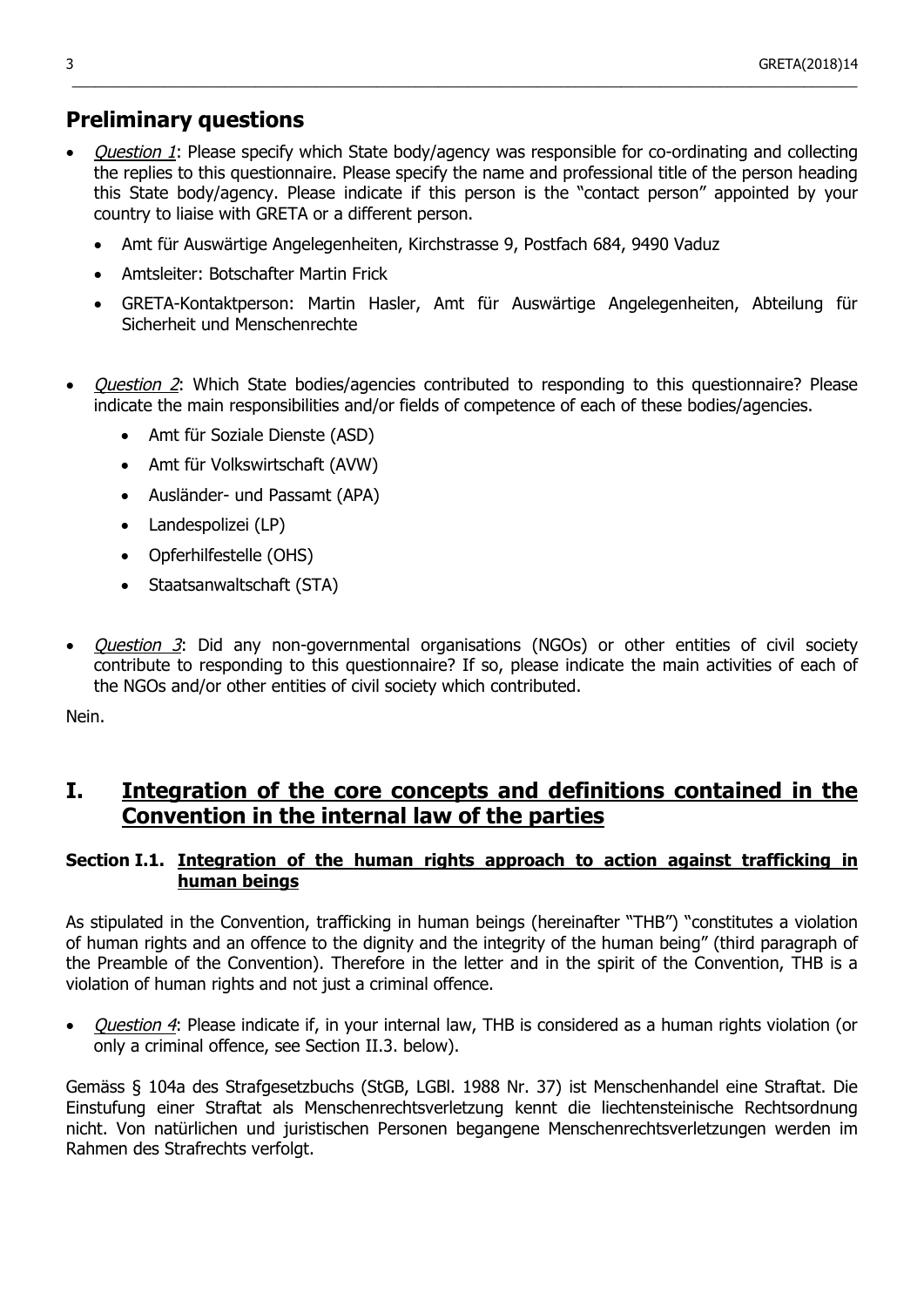## Preliminary questions

- *Question 1*: Please specify which State body/agency was responsible for co-ordinating and collecting the replies to this questionnaire. Please specify the name and professional title of the person heading this State body/agency. Please indicate if this person is the "contact person" appointed by your country to liaise with GRETA or a different person.
  - Amt für Auswärtige Angelegenheiten, Kirchstrasse 9, Postfach 684, 9490 Vaduz
  - Amtsleiter: Botschafter Martin Frick
  - GRETA-Kontaktperson: Martin Hasler, Amt für Auswärtige Angelegenheiten, Abteilung für Sicherheit und Menschenrechte

- *Question 2*: Which State bodies/agencies contributed to responding to this questionnaire? Please indicate the main responsibilities and/or fields of competence of each of these bodies/agencies.
  - Amt für Soziale Dienste (ASD)
  - Amt für Volkswirtschaft (AVW)
  - Ausländer- und Passamt (APA)
  - Landespolizei (LP)
  - Opferhilfestelle (OHS)
  - Staatsanwaltschaft (STA)

- *Question 3*: Did any non-governmental organisations (NGOs) or other entities of civil society contribute to responding to this questionnaire? If so, please indicate the main activities of each of the NGOs and/or other entities of civil society which contributed.

Nein.

# I. Integration of the core concepts and definitions contained in the Convention in the internal law of the parties

### Section I.1. Integration of the human rights approach to action against trafficking in human beings

As stipulated in the Convention, trafficking in human beings (hereinafter "THB") "constitutes a violation of human rights and an offence to the dignity and the integrity of the human being" (third paragraph of the Preamble of the Convention). Therefore in the letter and in the spirit of the Convention, THB is a violation of human rights and not just a criminal offence.

- *Question 4*: Please indicate if, in your internal law, THB is considered as a human rights violation (or only a criminal offence, see Section II.3. below).

Gemäss § 104a des Strafgesetzbuchs (StGB, LGBl. 1988 Nr. 37) ist Menschenhandel eine Straftat. Die Einstufung einer Straftat als Menschenrechtsverletzung kennt die liechtensteinische Rechtsordnung nicht. Von natürlichen und juristischen Personen begangene Menschenrechtsverletzungen werden im Rahmen des Strafrechts verfolgt.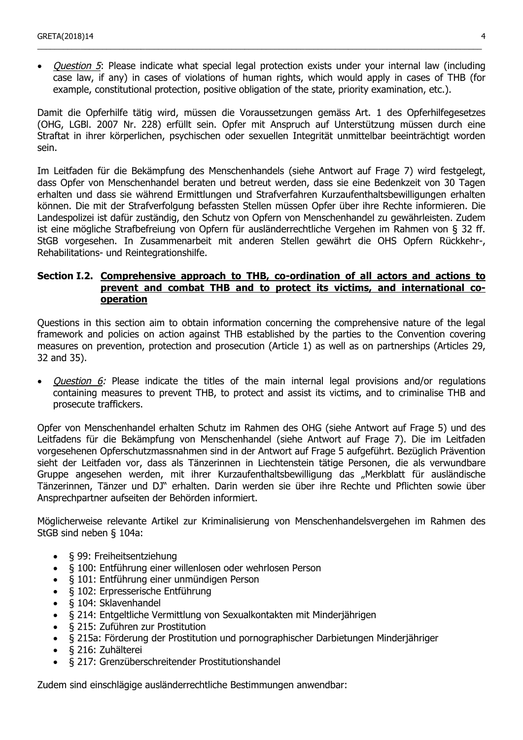- *Question 5*: Please indicate what special legal protection exists under your internal law (including case law, if any) in cases of violations of human rights, which would apply in cases of THB (for example, constitutional protection, positive obligation of the state, priority examination, etc.).

Damit die Opferhilfe tätig wird, müssen die Voraussetzungen gemäss Art. 1 des Opferhilfegesetzes (OHG, LGBl. 2007 Nr. 228) erfüllt sein. Opfer mit Anspruch auf Unterstützung müssen durch eine Straftat in ihrer körperlichen, psychischen oder sexuellen Integrität unmittelbar beeinträchtigt worden sein.

Im Leitfaden für die Bekämpfung des Menschenhandels (siehe Antwort auf Frage 7) wird festgelegt, dass Opfer von Menschenhandel beraten und betreut werden, dass sie eine Bedenkzeit von 30 Tagen erhalten und dass sie während Ermittlungen und Strafverfahren Kurzaufenthaltsbewilligungen erhalten können. Die mit der Strafverfolgung befassten Stellen müssen Opfer über ihre Rechte informieren. Die Landespolizei ist dafür zuständig, den Schutz von Opfern von Menschenhandel zu gewährleisten. Zudem ist eine mögliche Strafbefreiung von Opfern für ausländerrechtliche Vergehen im Rahmen von § 32 ff. StGB vorgesehen. In Zusammenarbeit mit anderen Stellen gewährt die OHS Opfern Rückkehr-, Rehabilitations- und Reintegrationshilfe.

## Section I.2. Comprehensive approach to THB, co-ordination of all actors and actions to prevent and combat THB and to protect its victims, and international co-operation

Questions in this section aim to obtain information concerning the comprehensive nature of the legal framework and policies on action against THB established by the parties to the Convention covering measures on prevention, protection and prosecution (Article 1) as well as on partnerships (Articles 29, 32 and 35).

- *Question 6:* Please indicate the titles of the main internal legal provisions and/or regulations containing measures to prevent THB, to protect and assist its victims, and to criminalise THB and prosecute traffickers.

Opfer von Menschenhandel erhalten Schutz im Rahmen des OHG (siehe Antwort auf Frage 5) und des Leitfadens für die Bekämpfung von Menschenhandel (siehe Antwort auf Frage 7). Die im Leitfaden vorgesehenen Opferschutzmassnahmen sind in der Antwort auf Frage 5 aufgeführt. Bezüglich Prävention sieht der Leitfaden vor, dass als Tänzerinnen in Liechtenstein tätige Personen, die als verwundbare Gruppe angesehen werden, mit ihrer Kurzaufenthaltsbewilligung das „Merkblatt für ausländische Tänzerinnen, Tänzer und DJ" erhalten. Darin werden sie über ihre Rechte und Pflichten sowie über Ansprechpartner aufseiten der Behörden informiert.

Möglicherweise relevante Artikel zur Kriminalisierung von Menschenhandelsvergehen im Rahmen des StGB sind neben § 104a:

- § 99: Freiheitsentziehung
- § 100: Entführung einer willenlosen oder wehrlosen Person
- § 101: Entführung einer unmündigen Person
- § 102: Erpresserische Entführung
- § 104: Sklavenhandel
- § 214: Entgeltliche Vermittlung von Sexualkontakten mit Minderjährigen
- § 215: Zuführen zur Prostitution
- § 215a: Förderung der Prostitution und pornographischer Darbietungen Minderjähriger
- § 216: Zuhälterei
- § 217: Grenzüberschreitender Prostitutionshandel

Zudem sind einschlägige ausländerrechtliche Bestimmungen anwendbar: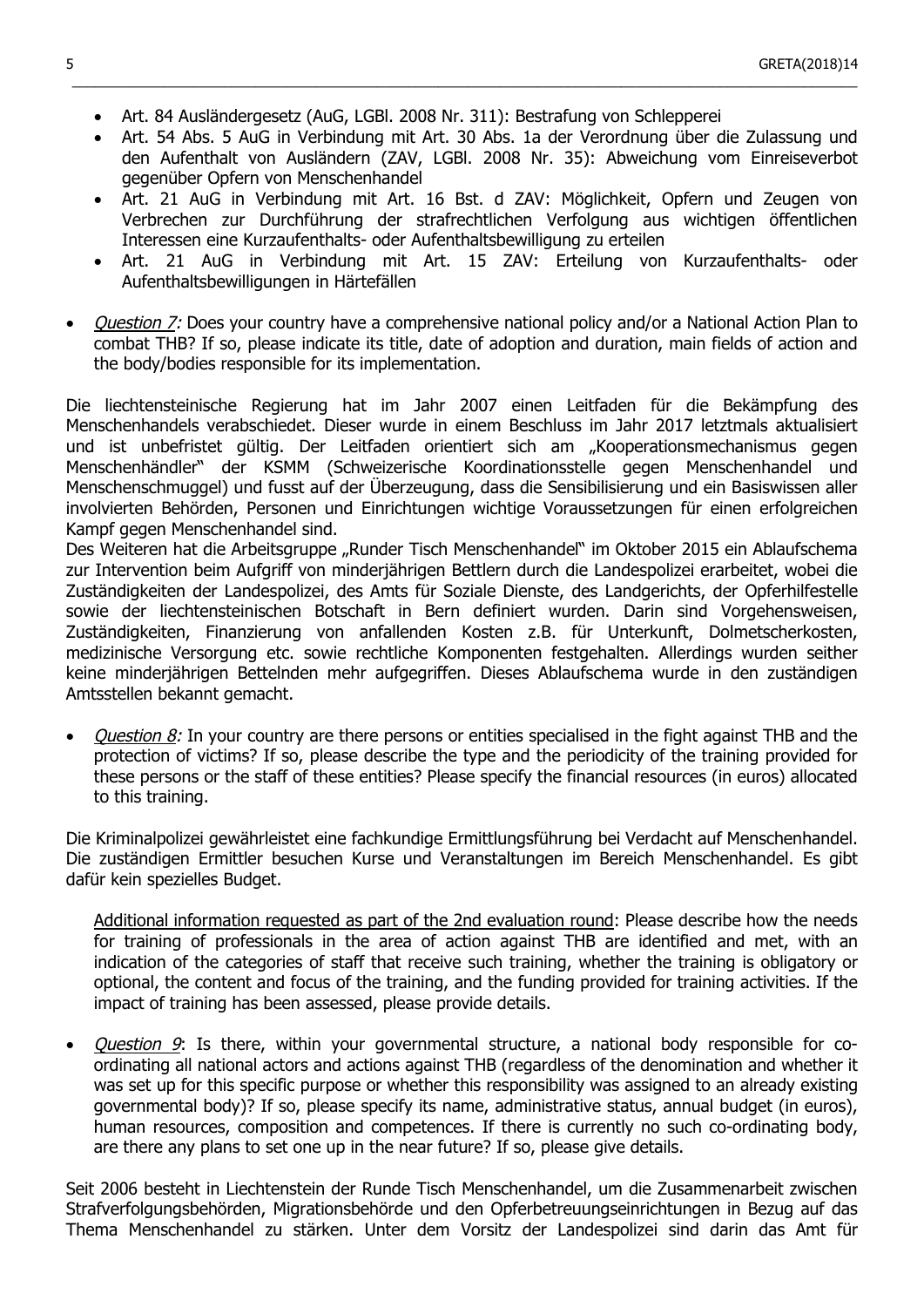- Art. 84 Ausländergesetz (AuG, LGBl. 2008 Nr. 311): Bestrafung von Schlepperei
- Art. 54 Abs. 5 AuG in Verbindung mit Art. 30 Abs. 1a der Verordnung über die Zulassung und den Aufenthalt von Ausländern (ZAV, LGBl. 2008 Nr. 35): Abweichung vom Einreiseverbot gegenüber Opfern von Menschenhandel
- Art. 21 AuG in Verbindung mit Art. 16 Bst. d ZAV: Möglichkeit, Opfern und Zeugen von Verbrechen zur Durchführung der strafrechtlichen Verfolgung aus wichtigen öffentlichen Interessen eine Kurzaufenthalts- oder Aufenthaltsbewilligung zu erteilen
- Art. 21 AuG in Verbindung mit Art. 15 ZAV: Erteilung von Kurzaufenthalts- oder Aufenthaltsbewilligungen in Härtefällen

- *Question 7:* Does your country have a comprehensive national policy and/or a National Action Plan to combat THB? If so, please indicate its title, date of adoption and duration, main fields of action and the body/bodies responsible for its implementation.

Die liechtensteinische Regierung hat im Jahr 2007 einen Leitfaden für die Bekämpfung des Menschenhandels verabschiedet. Dieser wurde in einem Beschluss im Jahr 2017 letztmals aktualisiert und ist unbefristet gültig. Der Leitfaden orientiert sich am „Kooperationsmechanismus gegen Menschenhändler" der KSMM (Schweizerische Koordinationsstelle gegen Menschenhandel und Menschenschmuggel) und fusst auf der Überzeugung, dass die Sensibilisierung und ein Basiswissen aller involvierten Behörden, Personen und Einrichtungen wichtige Voraussetzungen für einen erfolgreichen Kampf gegen Menschenhandel sind.
Des Weiteren hat die Arbeitsgruppe „Runder Tisch Menschenhandel" im Oktober 2015 ein Ablaufschema zur Intervention beim Aufgriff von minderjährigen Bettlern durch die Landespolizei erarbeitet, wobei die Zuständigkeiten der Landespolizei, des Amts für Soziale Dienste, des Landgerichts, der Opferhilfestelle sowie der liechtensteinischen Botschaft in Bern definiert wurden. Darin sind Vorgehensweisen, Zuständigkeiten, Finanzierung von anfallenden Kosten z.B. für Unterkunft, Dolmetscherkosten, medizinische Versorgung etc. sowie rechtliche Komponenten festgehalten. Allerdings wurden seither keine minderjährigen Bettelnden mehr aufgegriffen. Dieses Ablaufschema wurde in den zuständigen Amtsstellen bekannt gemacht.

- *Question 8:* In your country are there persons or entities specialised in the fight against THB and the protection of victims? If so, please describe the type and the periodicity of the training provided for these persons or the staff of these entities? Please specify the financial resources (in euros) allocated to this training.

Die Kriminalpolizei gewährleistet eine fachkundige Ermittlungsführung bei Verdacht auf Menschenhandel. Die zuständigen Ermittler besuchen Kurse und Veranstaltungen im Bereich Menschenhandel. Es gibt dafür kein spezielles Budget.

Additional information requested as part of the 2nd evaluation round: Please describe how the needs for training of professionals in the area of action against THB are identified and met, with an indication of the categories of staff that receive such training, whether the training is obligatory or optional, the content and focus of the training, and the funding provided for training activities. If the impact of training has been assessed, please provide details.

- *Question 9*: Is there, within your governmental structure, a national body responsible for co-ordinating all national actors and actions against THB (regardless of the denomination and whether it was set up for this specific purpose or whether this responsibility was assigned to an already existing governmental body)? If so, please specify its name, administrative status, annual budget (in euros), human resources, composition and competences. If there is currently no such co-ordinating body, are there any plans to set one up in the near future? If so, please give details.

Seit 2006 besteht in Liechtenstein der Runde Tisch Menschenhandel, um die Zusammenarbeit zwischen Strafverfolgungsbehörden, Migrationsbehörde und den Opferbetreuungseinrichtungen in Bezug auf das Thema Menschenhandel zu stärken. Unter dem Vorsitz der Landespolizei sind darin das Amt für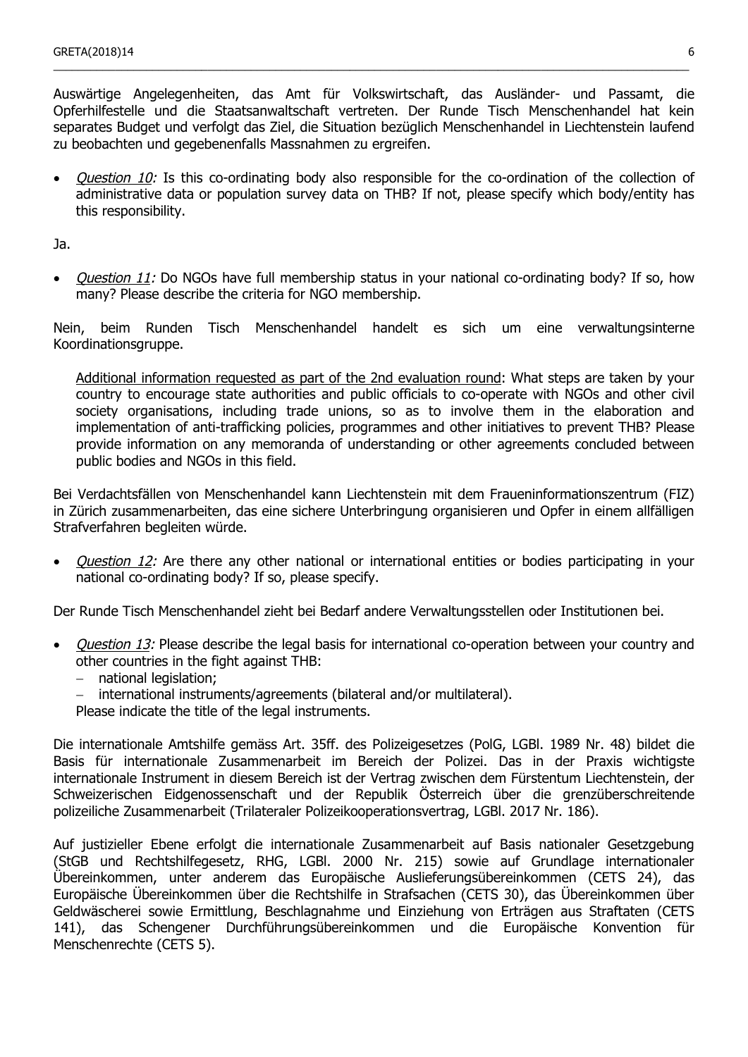Auswärtige Angelegenheiten, das Amt für Volkswirtschaft, das Ausländer- und Passamt, die Opferhilfestelle und die Staatsanwaltschaft vertreten. Der Runde Tisch Menschenhandel hat kein separates Budget und verfolgt das Ziel, die Situation bezüglich Menschenhandel in Liechtenstein laufend zu beobachten und gegebenenfalls Massnahmen zu ergreifen.

- *Question 10:* Is this co-ordinating body also responsible for the co-ordination of the collection of administrative data or population survey data on THB? If not, please specify which body/entity has this responsibility.

Ja.

- *Question 11:* Do NGOs have full membership status in your national co-ordinating body? If so, how many? Please describe the criteria for NGO membership.

Nein, beim Runden Tisch Menschenhandel handelt es sich um eine verwaltungsinterne Koordinationsgruppe.

> Additional information requested as part of the 2nd evaluation round: What steps are taken by your country to encourage state authorities and public officials to co-operate with NGOs and other civil society organisations, including trade unions, so as to involve them in the elaboration and implementation of anti-trafficking policies, programmes and other initiatives to prevent THB? Please provide information on any memoranda of understanding or other agreements concluded between public bodies and NGOs in this field.

Bei Verdachtsfällen von Menschenhandel kann Liechtenstein mit dem Fraueninformationszentrum (FIZ) in Zürich zusammenarbeiten, das eine sichere Unterbringung organisieren und Opfer in einem allfälligen Strafverfahren begleiten würde.

- *Question 12:* Are there any other national or international entities or bodies participating in your national co-ordinating body? If so, please specify.

Der Runde Tisch Menschenhandel zieht bei Bedarf andere Verwaltungsstellen oder Institutionen bei.

- *Question 13:* Please describe the legal basis for international co-operation between your country and other countries in the fight against THB:
  - national legislation;
  - international instruments/agreements (bilateral and/or multilateral).

  Please indicate the title of the legal instruments.

Die internationale Amtshilfe gemäss Art. 35ff. des Polizeigesetzes (PolG, LGBl. 1989 Nr. 48) bildet die Basis für internationale Zusammenarbeit im Bereich der Polizei. Das in der Praxis wichtigste internationale Instrument in diesem Bereich ist der Vertrag zwischen dem Fürstentum Liechtenstein, der Schweizerischen Eidgenossenschaft und der Republik Österreich über die grenzüberschreitende polizeiliche Zusammenarbeit (Trilateraler Polizeikooperationsvertrag, LGBl. 2017 Nr. 186).

Auf justizieller Ebene erfolgt die internationale Zusammenarbeit auf Basis nationaler Gesetzgebung (StGB und Rechtshilfegesetz, RHG, LGBl. 2000 Nr. 215) sowie auf Grundlage internationaler Übereinkommen, unter anderem das Europäische Auslieferungsübereinkommen (CETS 24), das Europäische Übereinkommen über die Rechtshilfe in Strafsachen (CETS 30), das Übereinkommen über Geldwäscherei sowie Ermittlung, Beschlagnahme und Einziehung von Erträgen aus Straftaten (CETS 141), das Schengener Durchführungsübereinkommen und die Europäische Konvention für Menschenrechte (CETS 5).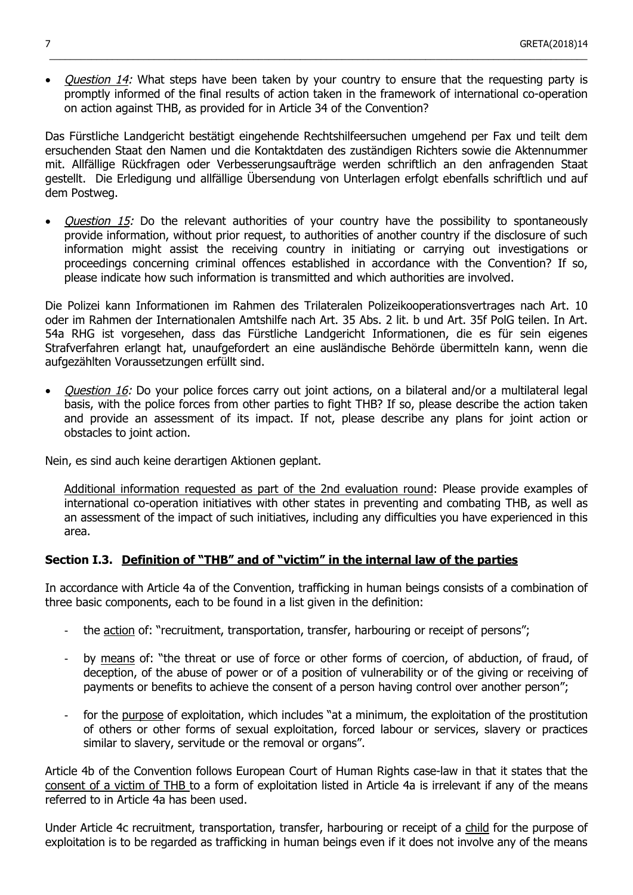- *Question 14:* What steps have been taken by your country to ensure that the requesting party is promptly informed of the final results of action taken in the framework of international co-operation on action against THB, as provided for in Article 34 of the Convention?

Das Fürstliche Landgericht bestätigt eingehende Rechtshilfeersuchen umgehend per Fax und teilt dem ersuchenden Staat den Namen und die Kontaktdaten des zuständigen Richters sowie die Aktennummer mit. Allfällige Rückfragen oder Verbesserungsaufträge werden schriftlich an den anfragenden Staat gestellt. Die Erledigung und allfällige Übersendung von Unterlagen erfolgt ebenfalls schriftlich und auf dem Postweg.

- *Question 15:* Do the relevant authorities of your country have the possibility to spontaneously provide information, without prior request, to authorities of another country if the disclosure of such information might assist the receiving country in initiating or carrying out investigations or proceedings concerning criminal offences established in accordance with the Convention? If so, please indicate how such information is transmitted and which authorities are involved.

Die Polizei kann Informationen im Rahmen des Trilateralen Polizeikooperationsvertrages nach Art. 10 oder im Rahmen der Internationalen Amtshilfe nach Art. 35 Abs. 2 lit. b und Art. 35f PolG teilen. In Art. 54a RHG ist vorgesehen, dass das Fürstliche Landgericht Informationen, die es für sein eigenes Strafverfahren erlangt hat, unaufgefordert an eine ausländische Behörde übermitteln kann, wenn die aufgezählten Voraussetzungen erfüllt sind.

- *Question 16:* Do your police forces carry out joint actions, on a bilateral and/or a multilateral legal basis, with the police forces from other parties to fight THB? If so, please describe the action taken and provide an assessment of its impact. If not, please describe any plans for joint action or obstacles to joint action.

Nein, es sind auch keine derartigen Aktionen geplant.

Additional information requested as part of the 2nd evaluation round: Please provide examples of international co-operation initiatives with other states in preventing and combating THB, as well as an assessment of the impact of such initiatives, including any difficulties you have experienced in this area.

## Section I.3. Definition of "THB" and of "victim" in the internal law of the parties

In accordance with Article 4a of the Convention, trafficking in human beings consists of a combination of three basic components, each to be found in a list given in the definition:

- the action of: "recruitment, transportation, transfer, harbouring or receipt of persons";
- by means of: "the threat or use of force or other forms of coercion, of abduction, of fraud, of deception, of the abuse of power or of a position of vulnerability or of the giving or receiving of payments or benefits to achieve the consent of a person having control over another person";
- for the purpose of exploitation, which includes "at a minimum, the exploitation of the prostitution of others or other forms of sexual exploitation, forced labour or services, slavery or practices similar to slavery, servitude or the removal or organs".

Article 4b of the Convention follows European Court of Human Rights case-law in that it states that the consent of a victim of THB to a form of exploitation listed in Article 4a is irrelevant if any of the means referred to in Article 4a has been used.

Under Article 4c recruitment, transportation, transfer, harbouring or receipt of a child for the purpose of exploitation is to be regarded as trafficking in human beings even if it does not involve any of the means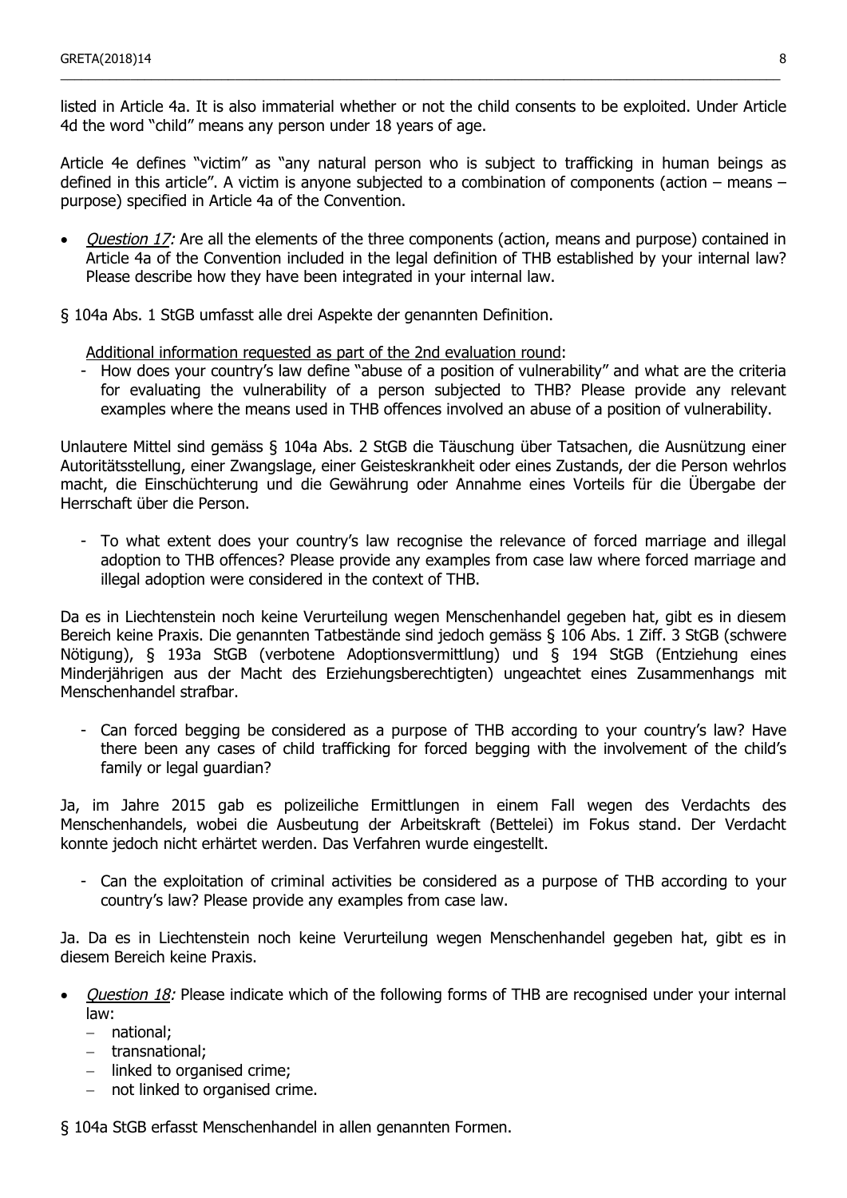listed in Article 4a. It is also immaterial whether or not the child consents to be exploited. Under Article 4d the word "child" means any person under 18 years of age.

Article 4e defines "victim" as "any natural person who is subject to trafficking in human beings as defined in this article". A victim is anyone subjected to a combination of components (action – means – purpose) specified in Article 4a of the Convention.

- *Question 17:* Are all the elements of the three components (action, means and purpose) contained in Article 4a of the Convention included in the legal definition of THB established by your internal law? Please describe how they have been integrated in your internal law.

§ 104a Abs. 1 StGB umfasst alle drei Aspekte der genannten Definition.

Additional information requested as part of the 2nd evaluation round:

- How does your country's law define "abuse of a position of vulnerability" and what are the criteria for evaluating the vulnerability of a person subjected to THB? Please provide any relevant examples where the means used in THB offences involved an abuse of a position of vulnerability.

Unlautere Mittel sind gemäss § 104a Abs. 2 StGB die Täuschung über Tatsachen, die Ausnützung einer Autoritätsstellung, einer Zwangslage, einer Geisteskrankheit oder eines Zustands, der die Person wehrlos macht, die Einschüchterung und die Gewährung oder Annahme eines Vorteils für die Übergabe der Herrschaft über die Person.

- To what extent does your country's law recognise the relevance of forced marriage and illegal adoption to THB offences? Please provide any examples from case law where forced marriage and illegal adoption were considered in the context of THB.

Da es in Liechtenstein noch keine Verurteilung wegen Menschenhandel gegeben hat, gibt es in diesem Bereich keine Praxis. Die genannten Tatbestände sind jedoch gemäss § 106 Abs. 1 Ziff. 3 StGB (schwere Nötigung), § 193a StGB (verbotene Adoptionsvermittlung) und § 194 StGB (Entziehung eines Minderjährigen aus der Macht des Erziehungsberechtigten) ungeachtet eines Zusammenhangs mit Menschenhandel strafbar.

- Can forced begging be considered as a purpose of THB according to your country's law? Have there been any cases of child trafficking for forced begging with the involvement of the child's family or legal guardian?

Ja, im Jahre 2015 gab es polizeiliche Ermittlungen in einem Fall wegen des Verdachts des Menschenhandels, wobei die Ausbeutung der Arbeitskraft (Bettelei) im Fokus stand. Der Verdacht konnte jedoch nicht erhärtet werden. Das Verfahren wurde eingestellt.

- Can the exploitation of criminal activities be considered as a purpose of THB according to your country's law? Please provide any examples from case law.

Ja. Da es in Liechtenstein noch keine Verurteilung wegen Menschenhandel gegeben hat, gibt es in diesem Bereich keine Praxis.

- *Question 18:* Please indicate which of the following forms of THB are recognised under your internal law:
  - national;
  - transnational;
  - linked to organised crime;
  - not linked to organised crime.

§ 104a StGB erfasst Menschenhandel in allen genannten Formen.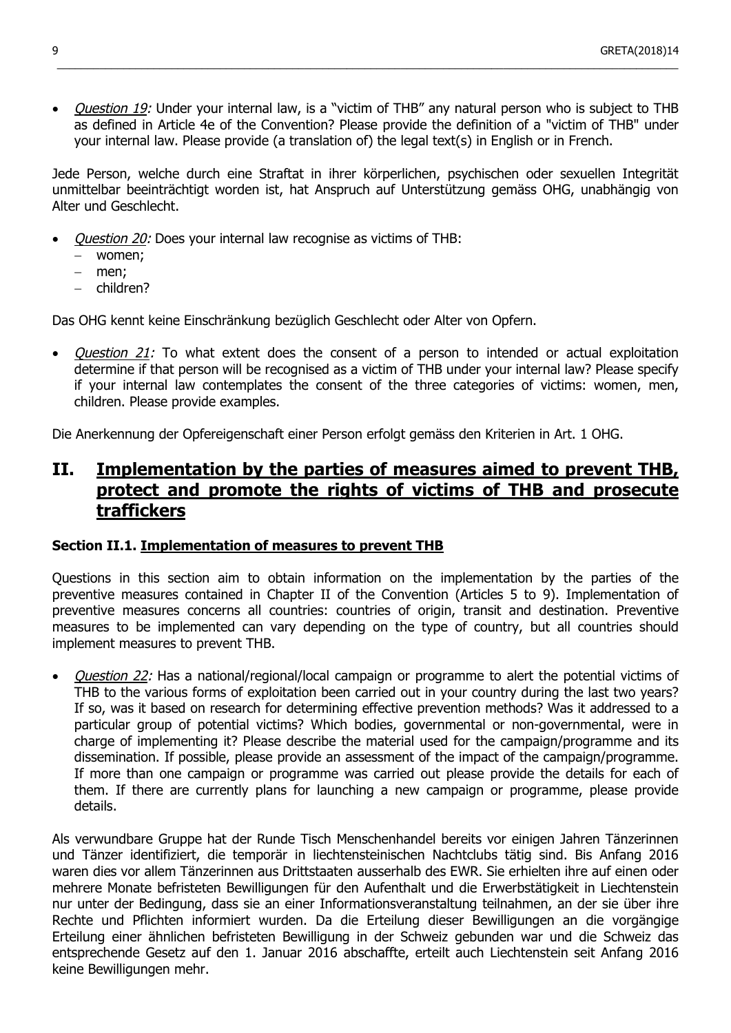- *Question 19:* Under your internal law, is a "victim of THB" any natural person who is subject to THB as defined in Article 4e of the Convention? Please provide the definition of a "victim of THB" under your internal law. Please provide (a translation of) the legal text(s) in English or in French.

Jede Person, welche durch eine Straftat in ihrer körperlichen, psychischen oder sexuellen Integrität unmittelbar beeinträchtigt worden ist, hat Anspruch auf Unterstützung gemäss OHG, unabhängig von Alter und Geschlecht.

- *Question 20:* Does your internal law recognise as victims of THB:
  - women;
  - men;
  - children?

Das OHG kennt keine Einschränkung bezüglich Geschlecht oder Alter von Opfern.

- *Question 21:* To what extent does the consent of a person to intended or actual exploitation determine if that person will be recognised as a victim of THB under your internal law? Please specify if your internal law contemplates the consent of the three categories of victims: women, men, children. Please provide examples.

Die Anerkennung der Opfereigenschaft einer Person erfolgt gemäss den Kriterien in Art. 1 OHG.

## II. Implementation by the parties of measures aimed to prevent THB, protect and promote the rights of victims of THB and prosecute traffickers

### Section II.1. Implementation of measures to prevent THB

Questions in this section aim to obtain information on the implementation by the parties of the preventive measures contained in Chapter II of the Convention (Articles 5 to 9). Implementation of preventive measures concerns all countries: countries of origin, transit and destination. Preventive measures to be implemented can vary depending on the type of country, but all countries should implement measures to prevent THB.

- *Question 22:* Has a national/regional/local campaign or programme to alert the potential victims of THB to the various forms of exploitation been carried out in your country during the last two years? If so, was it based on research for determining effective prevention methods? Was it addressed to a particular group of potential victims? Which bodies, governmental or non-governmental, were in charge of implementing it? Please describe the material used for the campaign/programme and its dissemination. If possible, please provide an assessment of the impact of the campaign/programme. If more than one campaign or programme was carried out please provide the details for each of them. If there are currently plans for launching a new campaign or programme, please provide details.

Als verwundbare Gruppe hat der Runde Tisch Menschenhandel bereits vor einigen Jahren Tänzerinnen und Tänzer identifiziert, die temporär in liechtensteinischen Nachtclubs tätig sind. Bis Anfang 2016 waren dies vor allem Tänzerinnen aus Drittstaaten ausserhalb des EWR. Sie erhielten ihre auf einen oder mehrere Monate befristeten Bewilligungen für den Aufenthalt und die Erwerbstätigkeit in Liechtenstein nur unter der Bedingung, dass sie an einer Informationsveranstaltung teilnahmen, an der sie über ihre Rechte und Pflichten informiert wurden. Da die Erteilung dieser Bewilligungen an die vorgängige Erteilung einer ähnlichen befristeten Bewilligung in der Schweiz gebunden war und die Schweiz das entsprechende Gesetz auf den 1. Januar 2016 abschaffte, erteilt auch Liechtenstein seit Anfang 2016 keine Bewilligungen mehr.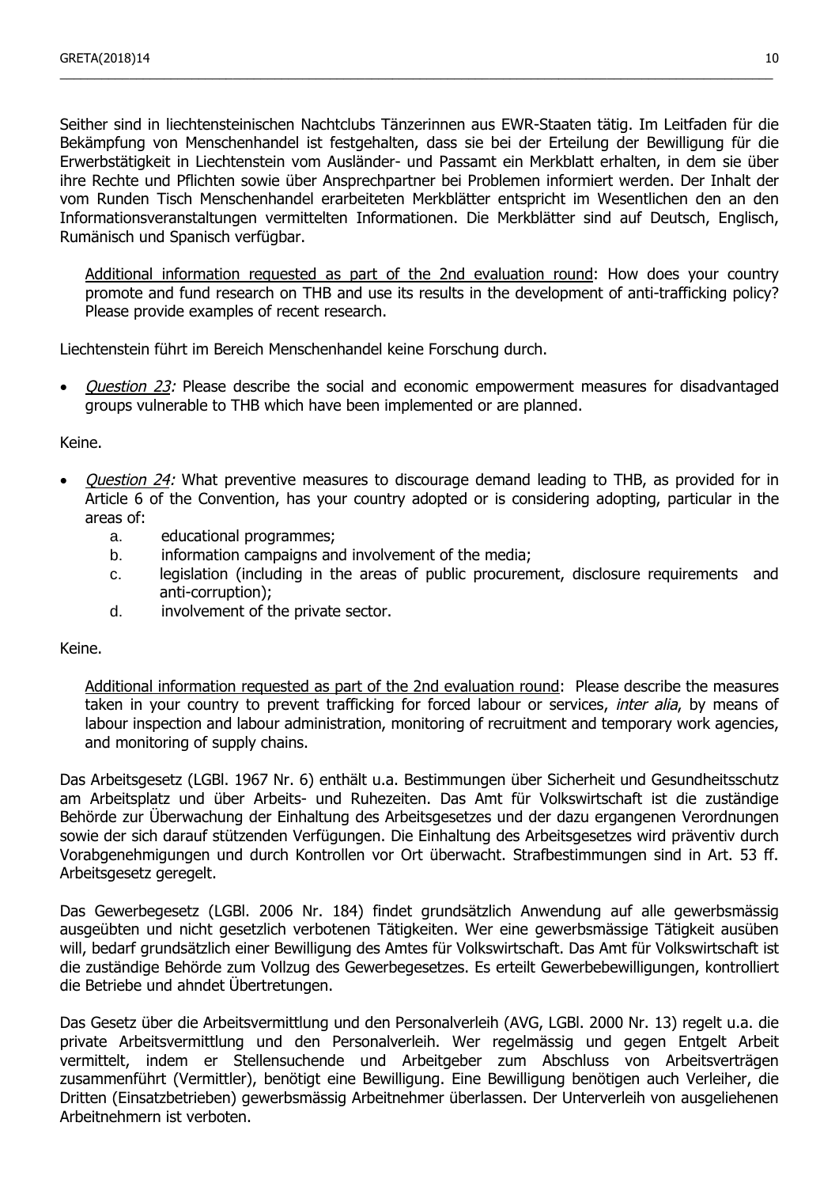Seither sind in liechtensteinischen Nachtclubs Tänzerinnen aus EWR-Staaten tätig. Im Leitfaden für die Bekämpfung von Menschenhandel ist festgehalten, dass sie bei der Erteilung der Bewilligung für die Erwerbstätigkeit in Liechtenstein vom Ausländer- und Passamt ein Merkblatt erhalten, in dem sie über ihre Rechte und Pflichten sowie über Ansprechpartner bei Problemen informiert werden. Der Inhalt der vom Runden Tisch Menschenhandel erarbeiteten Merkblätter entspricht im Wesentlichen den an den Informationsveranstaltungen vermittelten Informationen. Die Merkblätter sind auf Deutsch, Englisch, Rumänisch und Spanisch verfügbar.

> <u>Additional information requested as part of the 2nd evaluation round</u>: How does your country promote and fund research on THB and use its results in the development of anti-trafficking policy? Please provide examples of recent research.

Liechtenstein führt im Bereich Menschenhandel keine Forschung durch.

- *Question 23:* Please describe the social and economic empowerment measures for disadvantaged groups vulnerable to THB which have been implemented or are planned.

Keine.

- *Question 24:* What preventive measures to discourage demand leading to THB, as provided for in Article 6 of the Convention, has your country adopted or is considering adopting, particular in the areas of:
    a. educational programmes;
    b. information campaigns and involvement of the media;
    c. legislation (including in the areas of public procurement, disclosure requirements and anti-corruption);
    d. involvement of the private sector.

Keine.

> <u>Additional information requested as part of the 2nd evaluation round</u>: Please describe the measures taken in your country to prevent trafficking for forced labour or services, *inter alia*, by means of labour inspection and labour administration, monitoring of recruitment and temporary work agencies, and monitoring of supply chains.

Das Arbeitsgesetz (LGBl. 1967 Nr. 6) enthält u.a. Bestimmungen über Sicherheit und Gesundheitsschutz am Arbeitsplatz und über Arbeits- und Ruhezeiten. Das Amt für Volkswirtschaft ist die zuständige Behörde zur Überwachung der Einhaltung des Arbeitsgesetzes und der dazu ergangenen Verordnungen sowie der sich darauf stützenden Verfügungen. Die Einhaltung des Arbeitsgesetzes wird präventiv durch Vorabgenehmigungen und durch Kontrollen vor Ort überwacht. Strafbestimmungen sind in Art. 53 ff. Arbeitsgesetz geregelt.

Das Gewerbegesetz (LGBl. 2006 Nr. 184) findet grundsätzlich Anwendung auf alle gewerbsmässig ausgeübten und nicht gesetzlich verbotenen Tätigkeiten. Wer eine gewerbsmässige Tätigkeit ausüben will, bedarf grundsätzlich einer Bewilligung des Amtes für Volkswirtschaft. Das Amt für Volkswirtschaft ist die zuständige Behörde zum Vollzug des Gewerbegesetzes. Es erteilt Gewerbebewilligungen, kontrolliert die Betriebe und ahndet Übertretungen.

Das Gesetz über die Arbeitsvermittlung und den Personalverleih (AVG, LGBl. 2000 Nr. 13) regelt u.a. die private Arbeitsvermittlung und den Personalverleih. Wer regelmässig und gegen Entgelt Arbeit vermittelt, indem er Stellensuchende und Arbeitgeber zum Abschluss von Arbeitsverträgen zusammenführt (Vermittler), benötigt eine Bewilligung. Eine Bewilligung benötigen auch Verleiher, die Dritten (Einsatzbetrieben) gewerbsmässig Arbeitnehmer überlassen. Der Unterverleih von ausgeliehenen Arbeitnehmern ist verboten.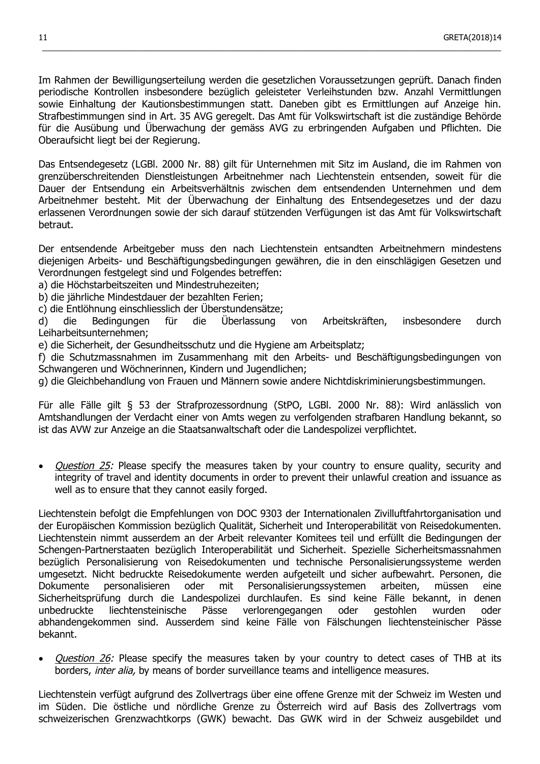Im Rahmen der Bewilligungserteilung werden die gesetzlichen Voraussetzungen geprüft. Danach finden periodische Kontrollen insbesondere bezüglich geleisteter Verleihstunden bzw. Anzahl Vermittlungen sowie Einhaltung der Kautionsbestimmungen statt. Daneben gibt es Ermittlungen auf Anzeige hin. Strafbestimmungen sind in Art. 35 AVG geregelt. Das Amt für Volkswirtschaft ist die zuständige Behörde für die Ausübung und Überwachung der gemäss AVG zu erbringenden Aufgaben und Pflichten. Die Oberaufsicht liegt bei der Regierung.

Das Entsendegesetz (LGBl. 2000 Nr. 88) gilt für Unternehmen mit Sitz im Ausland, die im Rahmen von grenzüberschreitenden Dienstleistungen Arbeitnehmer nach Liechtenstein entsenden, soweit für die Dauer der Entsendung ein Arbeitsverhältnis zwischen dem entsendenden Unternehmen und dem Arbeitnehmer besteht. Mit der Überwachung der Einhaltung des Entsendegesetzes und der dazu erlassenen Verordnungen sowie der sich darauf stützenden Verfügungen ist das Amt für Volkswirtschaft betraut.

Der entsendende Arbeitgeber muss den nach Liechtenstein entsandten Arbeitnehmern mindestens diejenigen Arbeits- und Beschäftigungsbedingungen gewähren, die in den einschlägigen Gesetzen und Verordnungen festgelegt sind und Folgendes betreffen:
a) die Höchstarbeitszeiten und Mindestruhezeiten;
b) die jährliche Mindestdauer der bezahlten Ferien;
c) die Entlöhnung einschliesslich der Überstundensätze;
d) die Bedingungen für die Überlassung von Arbeitskräften, insbesondere durch Leiharbeitsunternehmen;
e) die Sicherheit, der Gesundheitsschutz und die Hygiene am Arbeitsplatz;
f) die Schutzmassnahmen im Zusammenhang mit den Arbeits- und Beschäftigungsbedingungen von Schwangeren und Wöchnerinnen, Kindern und Jugendlichen;
g) die Gleichbehandlung von Frauen und Männern sowie andere Nichtdiskriminierungsbestimmungen.

Für alle Fälle gilt § 53 der Strafprozessordnung (StPO, LGBl. 2000 Nr. 88): Wird anlässlich von Amtshandlungen der Verdacht einer von Amts wegen zu verfolgenden strafbaren Handlung bekannt, so ist das AVW zur Anzeige an die Staatsanwaltschaft oder die Landespolizei verpflichtet.

- *Question 25:* Please specify the measures taken by your country to ensure quality, security and integrity of travel and identity documents in order to prevent their unlawful creation and issuance as well as to ensure that they cannot easily forged.

Liechtenstein befolgt die Empfehlungen von DOC 9303 der Internationalen Zivilluftfahrtorganisation und der Europäischen Kommission bezüglich Qualität, Sicherheit und Interoperabilität von Reisedokumenten. Liechtenstein nimmt ausserdem an der Arbeit relevanter Komitees teil und erfüllt die Bedingungen der Schengen-Partnerstaaten bezüglich Interoperabilität und Sicherheit. Spezielle Sicherheitsmassnahmen bezüglich Personalisierung von Reisedokumenten und technische Personalisierungssysteme werden umgesetzt. Nicht bedruckte Reisedokumente werden aufgeteilt und sicher aufbewahrt. Personen, die Dokumente personalisieren oder mit Personalisierungssystemen arbeiten, müssen eine Sicherheitsprüfung durch die Landespolizei durchlaufen. Es sind keine Fälle bekannt, in denen unbedruckte liechtensteinische Pässe verlorengegangen oder gestohlen wurden oder abhandengekommen sind. Ausserdem sind keine Fälle von Fälschungen liechtensteinischer Pässe bekannt.

- *Question 26:* Please specify the measures taken by your country to detect cases of THB at its borders, *inter alia,* by means of border surveillance teams and intelligence measures.

Liechtenstein verfügt aufgrund des Zollvertrags über eine offene Grenze mit der Schweiz im Westen und im Süden. Die östliche und nördliche Grenze zu Österreich wird auf Basis des Zollvertrags vom schweizerischen Grenzwachtkorps (GWK) bewacht. Das GWK wird in der Schweiz ausgebildet und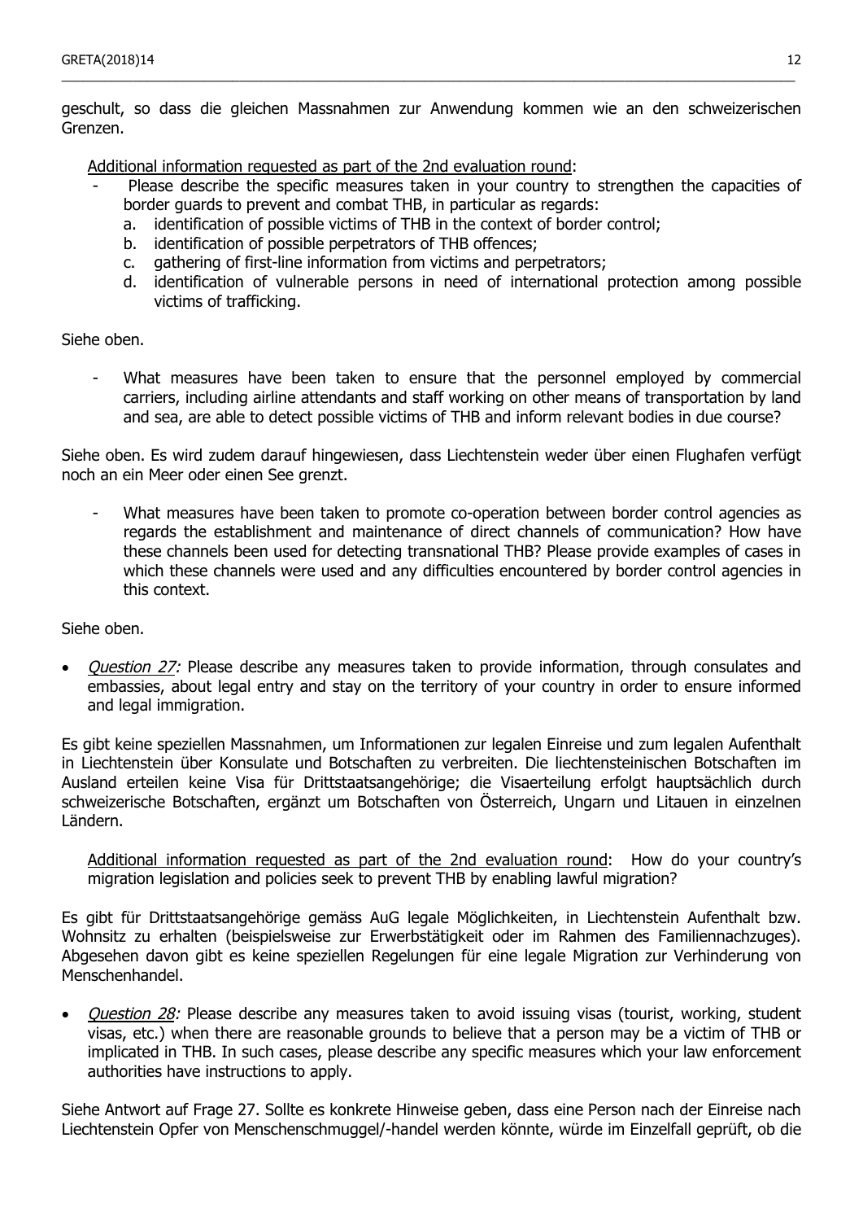geschult, so dass die gleichen Massnahmen zur Anwendung kommen wie an den schweizerischen Grenzen.

<u>Additional information requested as part of the 2nd evaluation round</u>:

- Please describe the specific measures taken in your country to strengthen the capacities of border guards to prevent and combat THB, in particular as regards:
  a. identification of possible victims of THB in the context of border control;
  b. identification of possible perpetrators of THB offences;
  c. gathering of first-line information from victims and perpetrators;
  d. identification of vulnerable persons in need of international protection among possible victims of trafficking.

Siehe oben.

- What measures have been taken to ensure that the personnel employed by commercial carriers, including airline attendants and staff working on other means of transportation by land and sea, are able to detect possible victims of THB and inform relevant bodies in due course?

Siehe oben. Es wird zudem darauf hingewiesen, dass Liechtenstein weder über einen Flughafen verfügt noch an ein Meer oder einen See grenzt.

- What measures have been taken to promote co-operation between border control agencies as regards the establishment and maintenance of direct channels of communication? How have these channels been used for detecting transnational THB? Please provide examples of cases in which these channels were used and any difficulties encountered by border control agencies in this context.

Siehe oben.

- *Question 27:* Please describe any measures taken to provide information, through consulates and embassies, about legal entry and stay on the territory of your country in order to ensure informed and legal immigration.

Es gibt keine speziellen Massnahmen, um Informationen zur legalen Einreise und zum legalen Aufenthalt in Liechtenstein über Konsulate und Botschaften zu verbreiten. Die liechtensteinischen Botschaften im Ausland erteilen keine Visa für Drittstaatsangehörige; die Visaerteilung erfolgt hauptsächlich durch schweizerische Botschaften, ergänzt um Botschaften von Österreich, Ungarn und Litauen in einzelnen Ländern.

<u>Additional information requested as part of the 2nd evaluation round</u>: How do your country's migration legislation and policies seek to prevent THB by enabling lawful migration?

Es gibt für Drittstaatsangehörige gemäss AuG legale Möglichkeiten, in Liechtenstein Aufenthalt bzw. Wohnsitz zu erhalten (beispielsweise zur Erwerbstätigkeit oder im Rahmen des Familiennachzuges). Abgesehen davon gibt es keine speziellen Regelungen für eine legale Migration zur Verhinderung von Menschenhandel.

- *Question 28:* Please describe any measures taken to avoid issuing visas (tourist, working, student visas, etc.) when there are reasonable grounds to believe that a person may be a victim of THB or implicated in THB. In such cases, please describe any specific measures which your law enforcement authorities have instructions to apply.

Siehe Antwort auf Frage 27. Sollte es konkrete Hinweise geben, dass eine Person nach der Einreise nach Liechtenstein Opfer von Menschenschmuggel/-handel werden könnte, würde im Einzelfall geprüft, ob die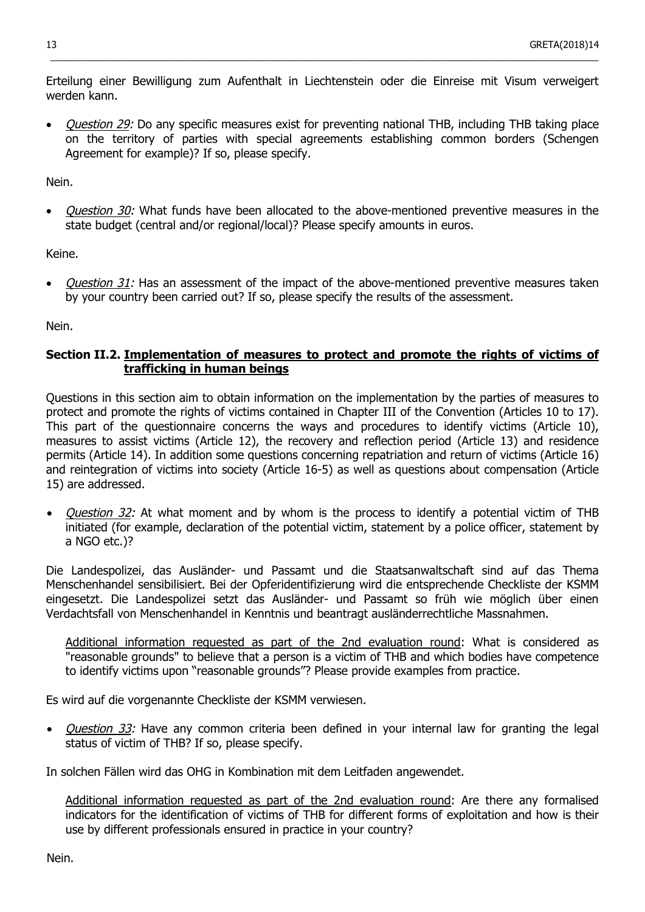Erteilung einer Bewilligung zum Aufenthalt in Liechtenstein oder die Einreise mit Visum verweigert werden kann.

- *Question 29:* Do any specific measures exist for preventing national THB, including THB taking place on the territory of parties with special agreements establishing common borders (Schengen Agreement for example)? If so, please specify.

Nein.

- *Question 30:* What funds have been allocated to the above-mentioned preventive measures in the state budget (central and/or regional/local)? Please specify amounts in euros.

Keine.

- *Question 31:* Has an assessment of the impact of the above-mentioned preventive measures taken by your country been carried out? If so, please specify the results of the assessment.

Nein.

### Section II.2. Implementation of measures to protect and promote the rights of victims of trafficking in human beings

Questions in this section aim to obtain information on the implementation by the parties of measures to protect and promote the rights of victims contained in Chapter III of the Convention (Articles 10 to 17). This part of the questionnaire concerns the ways and procedures to identify victims (Article 10), measures to assist victims (Article 12), the recovery and reflection period (Article 13) and residence permits (Article 14). In addition some questions concerning repatriation and return of victims (Article 16) and reintegration of victims into society (Article 16-5) as well as questions about compensation (Article 15) are addressed.

- *Question 32:* At what moment and by whom is the process to identify a potential victim of THB initiated (for example, declaration of the potential victim, statement by a police officer, statement by a NGO etc.)?

Die Landespolizei, das Ausländer- und Passamt und die Staatsanwaltschaft sind auf das Thema Menschenhandel sensibilisiert. Bei der Opferidentifizierung wird die entsprechende Checkliste der KSMM eingesetzt. Die Landespolizei setzt das Ausländer- und Passamt so früh wie möglich über einen Verdachtsfall von Menschenhandel in Kenntnis und beantragt ausländerrechtliche Massnahmen.

> Additional information requested as part of the 2nd evaluation round: What is considered as "reasonable grounds" to believe that a person is a victim of THB and which bodies have competence to identify victims upon "reasonable grounds"? Please provide examples from practice.

Es wird auf die vorgenannte Checkliste der KSMM verwiesen.

- *Question 33:* Have any common criteria been defined in your internal law for granting the legal status of victim of THB? If so, please specify.

In solchen Fällen wird das OHG in Kombination mit dem Leitfaden angewendet.

> Additional information requested as part of the 2nd evaluation round: Are there any formalised indicators for the identification of victims of THB for different forms of exploitation and how is their use by different professionals ensured in practice in your country?

Nein.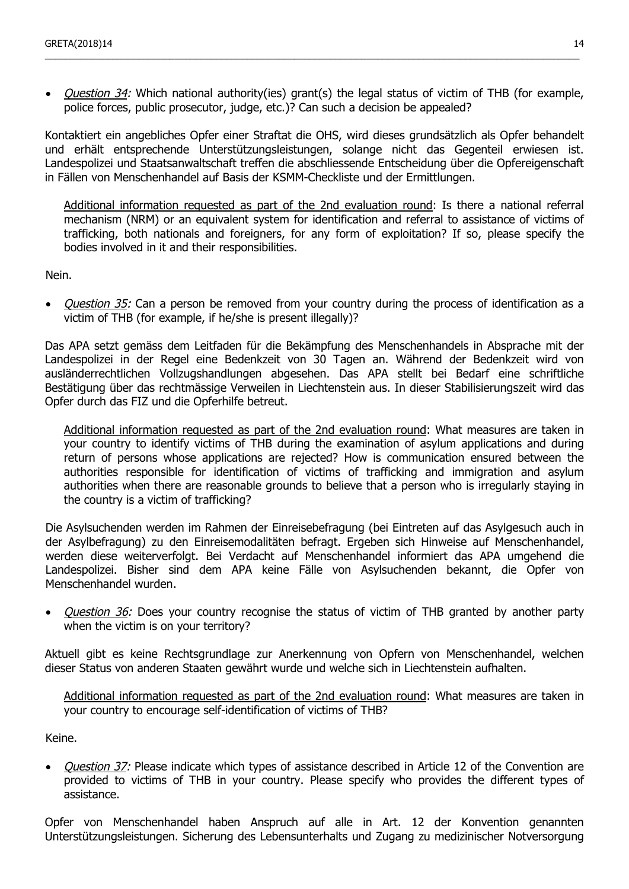- *Question 34:* Which national authority(ies) grant(s) the legal status of victim of THB (for example, police forces, public prosecutor, judge, etc.)? Can such a decision be appealed?

Kontaktiert ein angebliches Opfer einer Straftat die OHS, wird dieses grundsätzlich als Opfer behandelt und erhält entsprechende Unterstützungsleistungen, solange nicht das Gegenteil erwiesen ist. Landespolizei und Staatsanwaltschaft treffen die abschliessende Entscheidung über die Opfereigenschaft in Fällen von Menschenhandel auf Basis der KSMM-Checkliste und der Ermittlungen.

> Additional information requested as part of the 2nd evaluation round: Is there a national referral mechanism (NRM) or an equivalent system for identification and referral to assistance of victims of trafficking, both nationals and foreigners, for any form of exploitation? If so, please specify the bodies involved in it and their responsibilities.

Nein.

- *Question 35:* Can a person be removed from your country during the process of identification as a victim of THB (for example, if he/she is present illegally)?

Das APA setzt gemäss dem Leitfaden für die Bekämpfung des Menschenhandels in Absprache mit der Landespolizei in der Regel eine Bedenkzeit von 30 Tagen an. Während der Bedenkzeit wird von ausländerrechtlichen Vollzugshandlungen abgesehen. Das APA stellt bei Bedarf eine schriftliche Bestätigung über das rechtmässige Verweilen in Liechtenstein aus. In dieser Stabilisierungszeit wird das Opfer durch das FIZ und die Opferhilfe betreut.

> Additional information requested as part of the 2nd evaluation round: What measures are taken in your country to identify victims of THB during the examination of asylum applications and during return of persons whose applications are rejected? How is communication ensured between the authorities responsible for identification of victims of trafficking and immigration and asylum authorities when there are reasonable grounds to believe that a person who is irregularly staying in the country is a victim of trafficking?

Die Asylsuchenden werden im Rahmen der Einreisebefragung (bei Eintreten auf das Asylgesuch auch in der Asylbefragung) zu den Einreisemodalitäten befragt. Ergeben sich Hinweise auf Menschenhandel, werden diese weiterverfolgt. Bei Verdacht auf Menschenhandel informiert das APA umgehend die Landespolizei. Bisher sind dem APA keine Fälle von Asylsuchenden bekannt, die Opfer von Menschenhandel wurden.

- *Question 36:* Does your country recognise the status of victim of THB granted by another party when the victim is on your territory?

Aktuell gibt es keine Rechtsgrundlage zur Anerkennung von Opfern von Menschenhandel, welchen dieser Status von anderen Staaten gewährt wurde und welche sich in Liechtenstein aufhalten.

> Additional information requested as part of the 2nd evaluation round: What measures are taken in your country to encourage self-identification of victims of THB?

Keine.

- *Question 37:* Please indicate which types of assistance described in Article 12 of the Convention are provided to victims of THB in your country. Please specify who provides the different types of assistance.

Opfer von Menschenhandel haben Anspruch auf alle in Art. 12 der Konvention genannten Unterstützungsleistungen. Sicherung des Lebensunterhalts und Zugang zu medizinischer Notversorgung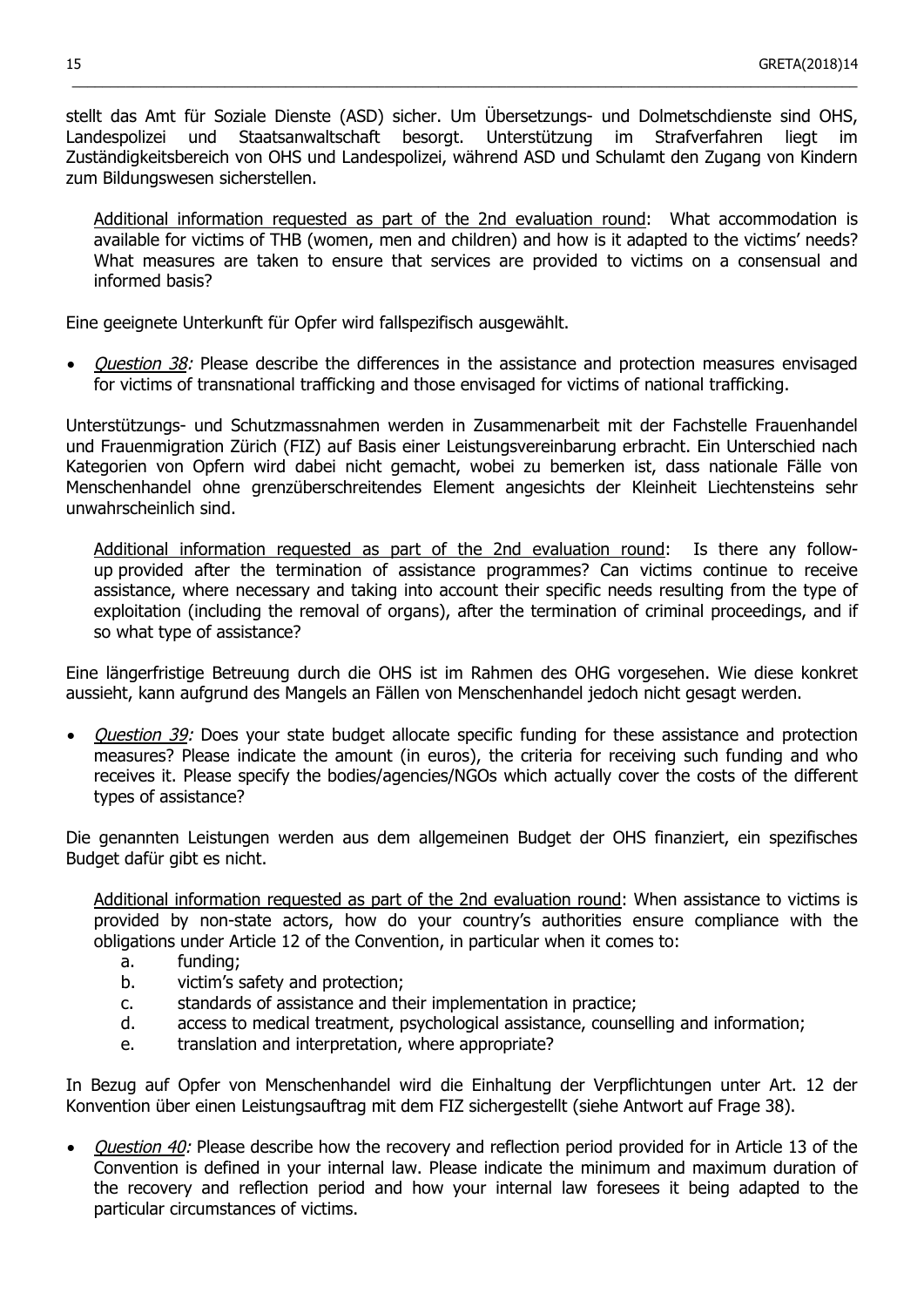stellt das Amt für Soziale Dienste (ASD) sicher. Um Übersetzungs- und Dolmetschdienste sind OHS, Landespolizei und Staatsanwaltschaft besorgt. Unterstützung im Strafverfahren liegt im Zuständigkeitsbereich von OHS und Landespolizei, während ASD und Schulamt den Zugang von Kindern zum Bildungswesen sicherstellen.

> Additional information requested as part of the 2nd evaluation round: What accommodation is available for victims of THB (women, men and children) and how is it adapted to the victims' needs? What measures are taken to ensure that services are provided to victims on a consensual and informed basis?

Eine geeignete Unterkunft für Opfer wird fallspezifisch ausgewählt.

- *Question 38:* Please describe the differences in the assistance and protection measures envisaged for victims of transnational trafficking and those envisaged for victims of national trafficking.

Unterstützungs- und Schutzmassnahmen werden in Zusammenarbeit mit der Fachstelle Frauenhandel und Frauenmigration Zürich (FIZ) auf Basis einer Leistungsvereinbarung erbracht. Ein Unterschied nach Kategorien von Opfern wird dabei nicht gemacht, wobei zu bemerken ist, dass nationale Fälle von Menschenhandel ohne grenzüberschreitendes Element angesichts der Kleinheit Liechtensteins sehr unwahrscheinlich sind.

> Additional information requested as part of the 2nd evaluation round: Is there any follow-up provided after the termination of assistance programmes? Can victims continue to receive assistance, where necessary and taking into account their specific needs resulting from the type of exploitation (including the removal of organs), after the termination of criminal proceedings, and if so what type of assistance?

Eine längerfristige Betreuung durch die OHS ist im Rahmen des OHG vorgesehen. Wie diese konkret aussieht, kann aufgrund des Mangels an Fällen von Menschenhandel jedoch nicht gesagt werden.

- *Question 39:* Does your state budget allocate specific funding for these assistance and protection measures? Please indicate the amount (in euros), the criteria for receiving such funding and who receives it. Please specify the bodies/agencies/NGOs which actually cover the costs of the different types of assistance?

Die genannten Leistungen werden aus dem allgemeinen Budget der OHS finanziert, ein spezifisches Budget dafür gibt es nicht.

> Additional information requested as part of the 2nd evaluation round: When assistance to victims is provided by non-state actors, how do your country's authorities ensure compliance with the obligations under Article 12 of the Convention, in particular when it comes to:
>
> a. funding;
> b. victim's safety and protection;
> c. standards of assistance and their implementation in practice;
> d. access to medical treatment, psychological assistance, counselling and information;
> e. translation and interpretation, where appropriate?

In Bezug auf Opfer von Menschenhandel wird die Einhaltung der Verpflichtungen unter Art. 12 der Konvention über einen Leistungsauftrag mit dem FIZ sichergestellt (siehe Antwort auf Frage 38).

- *Question 40:* Please describe how the recovery and reflection period provided for in Article 13 of the Convention is defined in your internal law. Please indicate the minimum and maximum duration of the recovery and reflection period and how your internal law foresees it being adapted to the particular circumstances of victims.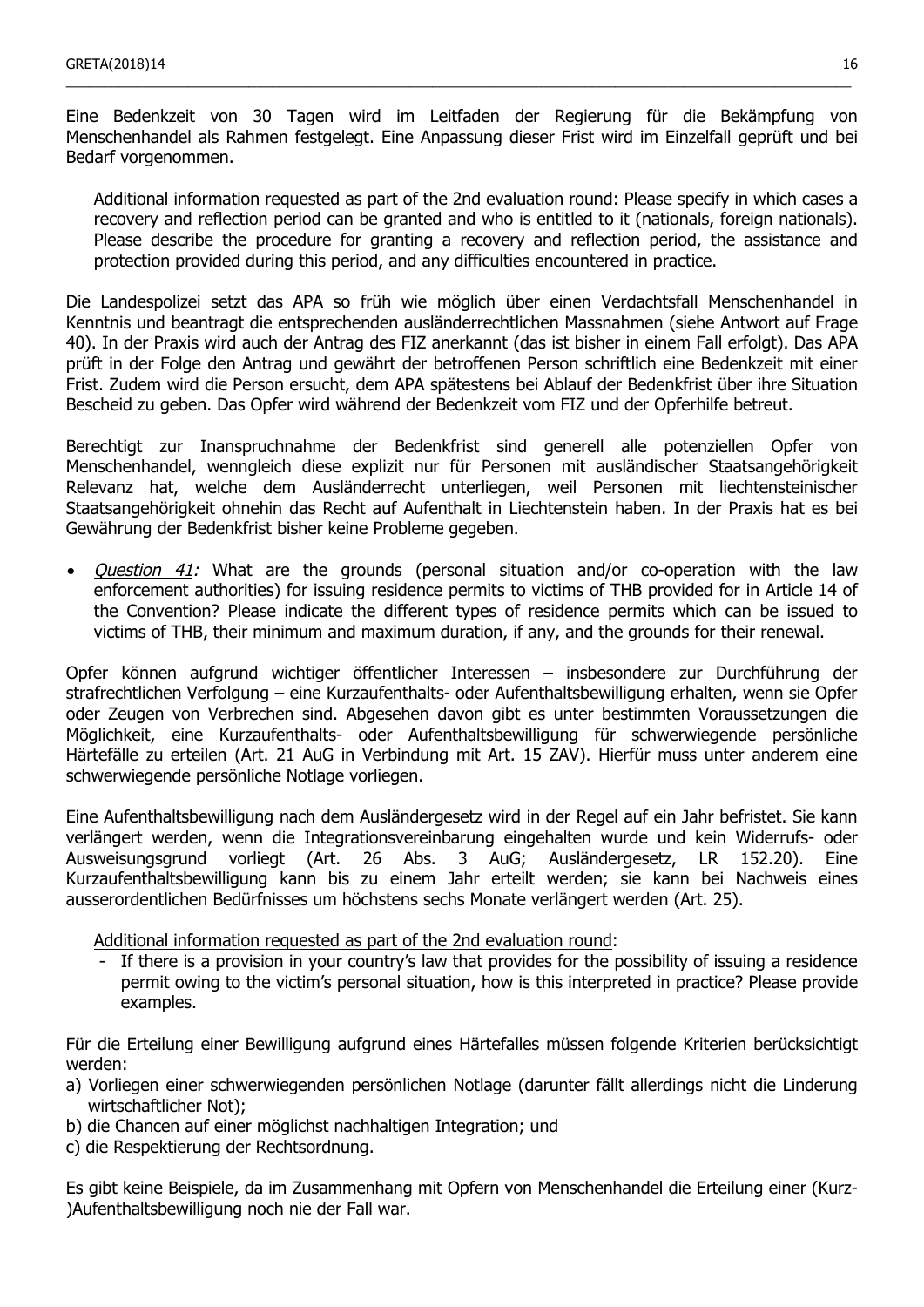Eine Bedenkzeit von 30 Tagen wird im Leitfaden der Regierung für die Bekämpfung von Menschenhandel als Rahmen festgelegt. Eine Anpassung dieser Frist wird im Einzelfall geprüft und bei Bedarf vorgenommen.

> Additional information requested as part of the 2nd evaluation round: Please specify in which cases a recovery and reflection period can be granted and who is entitled to it (nationals, foreign nationals). Please describe the procedure for granting a recovery and reflection period, the assistance and protection provided during this period, and any difficulties encountered in practice.

Die Landespolizei setzt das APA so früh wie möglich über einen Verdachtsfall Menschenhandel in Kenntnis und beantragt die entsprechenden ausländerrechtlichen Massnahmen (siehe Antwort auf Frage 40). In der Praxis wird auch der Antrag des FIZ anerkannt (das ist bisher in einem Fall erfolgt). Das APA prüft in der Folge den Antrag und gewährt der betroffenen Person schriftlich eine Bedenkzeit mit einer Frist. Zudem wird die Person ersucht, dem APA spätestens bei Ablauf der Bedenkfrist über ihre Situation Bescheid zu geben. Das Opfer wird während der Bedenkzeit vom FIZ und der Opferhilfe betreut.

Berechtigt zur Inanspruchnahme der Bedenkfrist sind generell alle potenziellen Opfer von Menschenhandel, wenngleich diese explizit nur für Personen mit ausländischer Staatsangehörigkeit Relevanz hat, welche dem Ausländerrecht unterliegen, weil Personen mit liechtensteinischer Staatsangehörigkeit ohnehin das Recht auf Aufenthalt in Liechtenstein haben. In der Praxis hat es bei Gewährung der Bedenkfrist bisher keine Probleme gegeben.

- *Question 41:* What are the grounds (personal situation and/or co-operation with the law enforcement authorities) for issuing residence permits to victims of THB provided for in Article 14 of the Convention? Please indicate the different types of residence permits which can be issued to victims of THB, their minimum and maximum duration, if any, and the grounds for their renewal.

Opfer können aufgrund wichtiger öffentlicher Interessen – insbesondere zur Durchführung der strafrechtlichen Verfolgung – eine Kurzaufenthalts- oder Aufenthaltsbewilligung erhalten, wenn sie Opfer oder Zeugen von Verbrechen sind. Abgesehen davon gibt es unter bestimmten Voraussetzungen die Möglichkeit, eine Kurzaufenthalts- oder Aufenthaltsbewilligung für schwerwiegende persönliche Härtefälle zu erteilen (Art. 21 AuG in Verbindung mit Art. 15 ZAV). Hierfür muss unter anderem eine schwerwiegende persönliche Notlage vorliegen.

Eine Aufenthaltsbewilligung nach dem Ausländergesetz wird in der Regel auf ein Jahr befristet. Sie kann verlängert werden, wenn die Integrationsvereinbarung eingehalten wurde und kein Widerrufs- oder Ausweisungsgrund vorliegt (Art. 26 Abs. 3 AuG; Ausländergesetz, LR 152.20). Eine Kurzaufenthaltsbewilligung kann bis zu einem Jahr erteilt werden; sie kann bei Nachweis eines ausserordentlichen Bedürfnisses um höchstens sechs Monate verlängert werden (Art. 25).

> Additional information requested as part of the 2nd evaluation round:
> - If there is a provision in your country's law that provides for the possibility of issuing a residence permit owing to the victim's personal situation, how is this interpreted in practice? Please provide examples.

Für die Erteilung einer Bewilligung aufgrund eines Härtefalles müssen folgende Kriterien berücksichtigt werden:

a) Vorliegen einer schwerwiegenden persönlichen Notlage (darunter fällt allerdings nicht die Linderung wirtschaftlicher Not);
b) die Chancen auf einer möglichst nachhaltigen Integration; und
c) die Respektierung der Rechtsordnung.

Es gibt keine Beispiele, da im Zusammenhang mit Opfern von Menschenhandel die Erteilung einer (Kurz-)Aufenthaltsbewilligung noch nie der Fall war.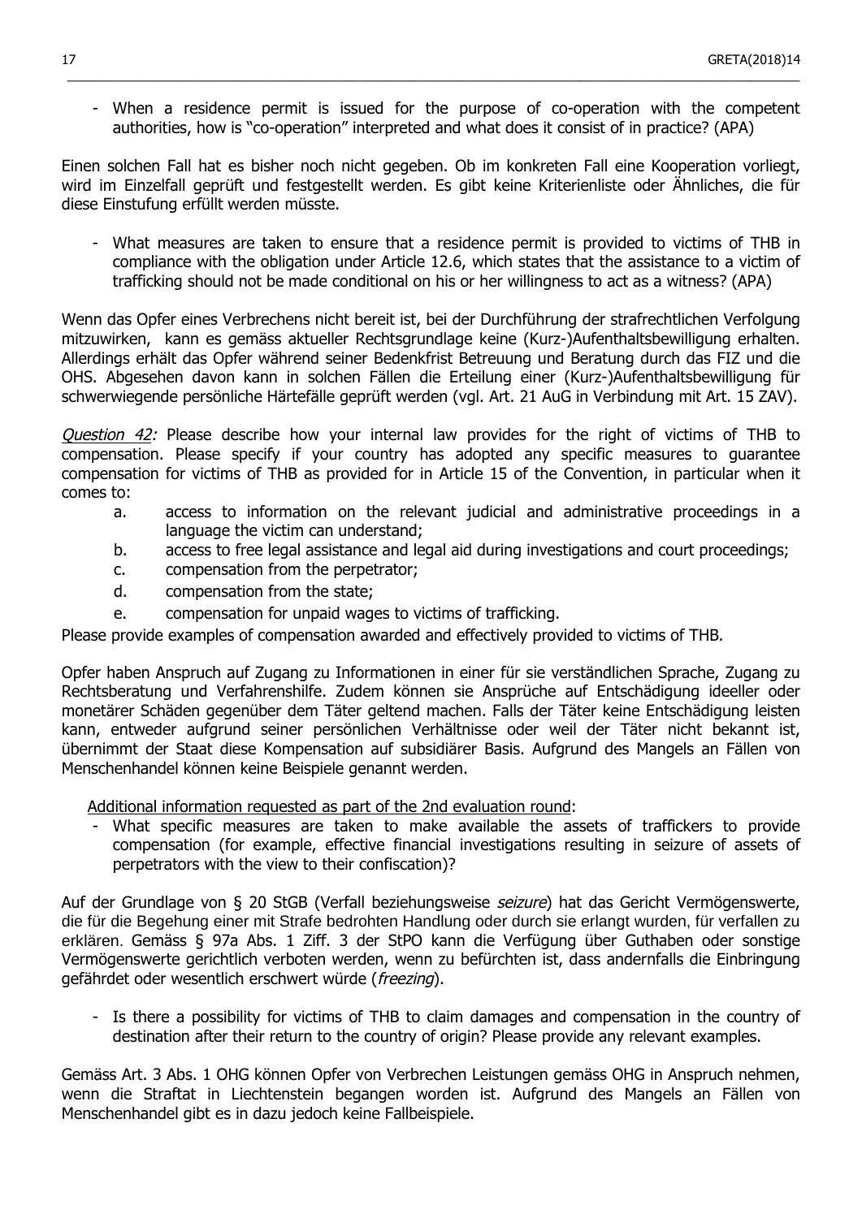- When a residence permit is issued for the purpose of co-operation with the competent authorities, how is "co-operation" interpreted and what does it consist of in practice? (APA)

Einen solchen Fall hat es bisher noch nicht gegeben. Ob im konkreten Fall eine Kooperation vorliegt, wird im Einzelfall geprüft und festgestellt werden. Es gibt keine Kriterienliste oder Ähnliches, die für diese Einstufung erfüllt werden müsste.

- What measures are taken to ensure that a residence permit is provided to victims of THB in compliance with the obligation under Article 12.6, which states that the assistance to a victim of trafficking should not be made conditional on his or her willingness to act as a witness? (APA)

Wenn das Opfer eines Verbrechens nicht bereit ist, bei der Durchführung der strafrechtlichen Verfolgung mitzuwirken, kann es gemäss aktueller Rechtsgrundlage keine (Kurz-)Aufenthaltsbewilligung erhalten. Allerdings erhält das Opfer während seiner Bedenkfrist Betreuung und Beratung durch das FIZ und die OHS. Abgesehen davon kann in solchen Fällen die Erteilung einer (Kurz-)Aufenthaltsbewilligung für schwerwiegende persönliche Härtefälle geprüft werden (vgl. Art. 21 AuG in Verbindung mit Art. 15 ZAV).

*Question 42:* Please describe how your internal law provides for the right of victims of THB to compensation. Please specify if your country has adopted any specific measures to guarantee compensation for victims of THB as provided for in Article 15 of the Convention, in particular when it comes to:

a. access to information on the relevant judicial and administrative proceedings in a language the victim can understand;
b. access to free legal assistance and legal aid during investigations and court proceedings;
c. compensation from the perpetrator;
d. compensation from the state;
e. compensation for unpaid wages to victims of trafficking.

Please provide examples of compensation awarded and effectively provided to victims of THB.

Opfer haben Anspruch auf Zugang zu Informationen in einer für sie verständlichen Sprache, Zugang zu Rechtsberatung und Verfahrenshilfe. Zudem können sie Ansprüche auf Entschädigung ideeller oder monetärer Schäden gegenüber dem Täter geltend machen. Falls der Täter keine Entschädigung leisten kann, entweder aufgrund seiner persönlichen Verhältnisse oder weil der Täter nicht bekannt ist, übernimmt der Staat diese Kompensation auf subsidiärer Basis. Aufgrund des Mangels an Fällen von Menschenhandel können keine Beispiele genannt werden.

Additional information requested as part of the 2nd evaluation round:

- What specific measures are taken to make available the assets of traffickers to provide compensation (for example, effective financial investigations resulting in seizure of assets of perpetrators with the view to their confiscation)?

Auf der Grundlage von § 20 StGB (Verfall beziehungsweise *seizure*) hat das Gericht Vermögenswerte, die für die Begehung einer mit Strafe bedrohten Handlung oder durch sie erlangt wurden, für verfallen zu erklären. Gemäss § 97a Abs. 1 Ziff. 3 der StPO kann die Verfügung über Guthaben oder sonstige Vermögenswerte gerichtlich verboten werden, wenn zu befürchten ist, dass andernfalls die Einbringung gefährdet oder wesentlich erschwert würde (*freezing*).

- Is there a possibility for victims of THB to claim damages and compensation in the country of destination after their return to the country of origin? Please provide any relevant examples.

Gemäss Art. 3 Abs. 1 OHG können Opfer von Verbrechen Leistungen gemäss OHG in Anspruch nehmen, wenn die Straftat in Liechtenstein begangen worden ist. Aufgrund des Mangels an Fällen von Menschenhandel gibt es in dazu jedoch keine Fallbeispiele.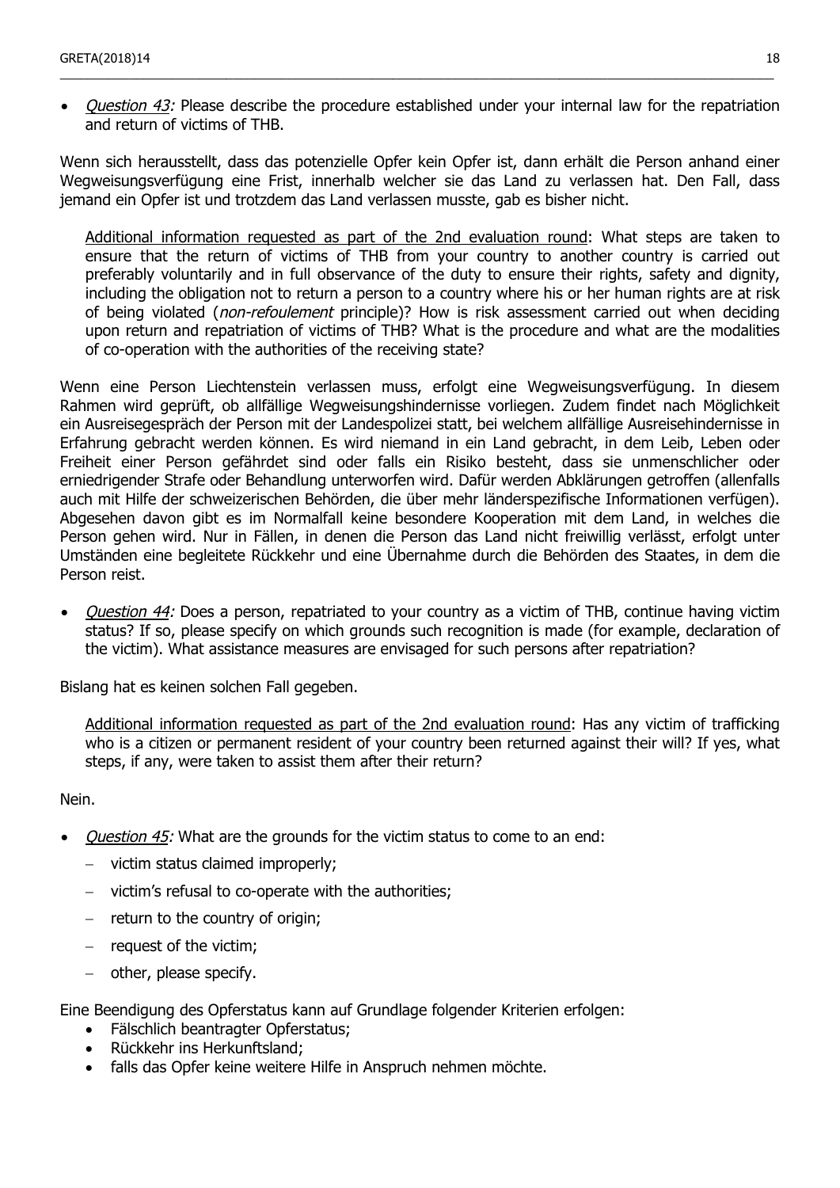- *Question 43:* Please describe the procedure established under your internal law for the repatriation and return of victims of THB.

Wenn sich herausstellt, dass das potenzielle Opfer kein Opfer ist, dann erhält die Person anhand einer Wegweisungsverfügung eine Frist, innerhalb welcher sie das Land zu verlassen hat. Den Fall, dass jemand ein Opfer ist und trotzdem das Land verlassen musste, gab es bisher nicht.

> Additional information requested as part of the 2nd evaluation round: What steps are taken to ensure that the return of victims of THB from your country to another country is carried out preferably voluntarily and in full observance of the duty to ensure their rights, safety and dignity, including the obligation not to return a person to a country where his or her human rights are at risk of being violated (*non-refoulement* principle)? How is risk assessment carried out when deciding upon return and repatriation of victims of THB? What is the procedure and what are the modalities of co-operation with the authorities of the receiving state?

Wenn eine Person Liechtenstein verlassen muss, erfolgt eine Wegweisungsverfügung. In diesem Rahmen wird geprüft, ob allfällige Wegweisungshindernisse vorliegen. Zudem findet nach Möglichkeit ein Ausreisegespräch der Person mit der Landespolizei statt, bei welchem allfällige Ausreisehindernisse in Erfahrung gebracht werden können. Es wird niemand in ein Land gebracht, in dem Leib, Leben oder Freiheit einer Person gefährdet sind oder falls ein Risiko besteht, dass sie unmenschlicher oder erniedrigender Strafe oder Behandlung unterworfen wird. Dafür werden Abklärungen getroffen (allenfalls auch mit Hilfe der schweizerischen Behörden, die über mehr länderspezifische Informationen verfügen). Abgesehen davon gibt es im Normalfall keine besondere Kooperation mit dem Land, in welches die Person gehen wird. Nur in Fällen, in denen die Person das Land nicht freiwillig verlässt, erfolgt unter Umständen eine begleitete Rückkehr und eine Übernahme durch die Behörden des Staates, in dem die Person reist.

- *Question 44:* Does a person, repatriated to your country as a victim of THB, continue having victim status? If so, please specify on which grounds such recognition is made (for example, declaration of the victim). What assistance measures are envisaged for such persons after repatriation?

Bislang hat es keinen solchen Fall gegeben.

> Additional information requested as part of the 2nd evaluation round: Has any victim of trafficking who is a citizen or permanent resident of your country been returned against their will? If yes, what steps, if any, were taken to assist them after their return?

Nein.

- *Question 45:* What are the grounds for the victim status to come to an end:
  - victim status claimed improperly;
  - victim's refusal to co-operate with the authorities;
  - return to the country of origin;
  - request of the victim;
  - other, please specify.

Eine Beendigung des Opferstatus kann auf Grundlage folgender Kriterien erfolgen:

- Fälschlich beantragter Opferstatus;
- Rückkehr ins Herkunftsland;
- falls das Opfer keine weitere Hilfe in Anspruch nehmen möchte.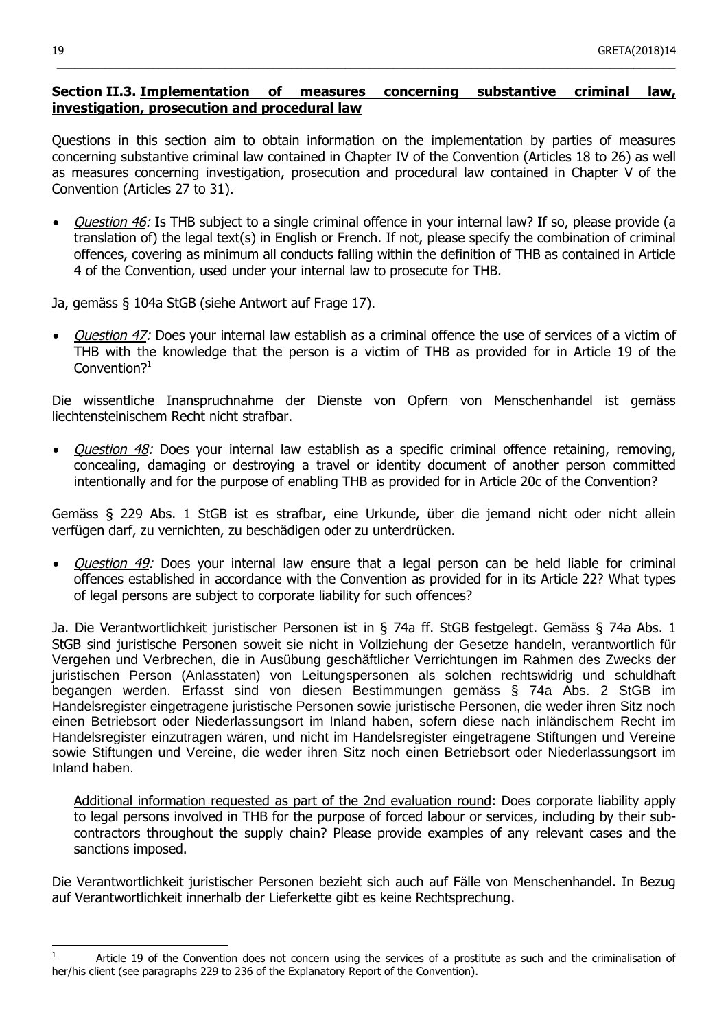**Section II.3. Implementation of measures concerning substantive criminal law, investigation, prosecution and procedural law**

Questions in this section aim to obtain information on the implementation by parties of measures concerning substantive criminal law contained in Chapter IV of the Convention (Articles 18 to 26) as well as measures concerning investigation, prosecution and procedural law contained in Chapter V of the Convention (Articles 27 to 31).

- *Question 46:* Is THB subject to a single criminal offence in your internal law? If so, please provide (a translation of) the legal text(s) in English or French. If not, please specify the combination of criminal offences, covering as minimum all conducts falling within the definition of THB as contained in Article 4 of the Convention, used under your internal law to prosecute for THB.

Ja, gemäss § 104a StGB (siehe Antwort auf Frage 17).

- *Question 47:* Does your internal law establish as a criminal offence the use of services of a victim of THB with the knowledge that the person is a victim of THB as provided for in Article 19 of the Convention?[1]

Die wissentliche Inanspruchnahme der Dienste von Opfern von Menschenhandel ist gemäss liechtensteinischem Recht nicht strafbar.

- *Question 48:* Does your internal law establish as a specific criminal offence retaining, removing, concealing, damaging or destroying a travel or identity document of another person committed intentionally and for the purpose of enabling THB as provided for in Article 20c of the Convention?

Gemäss § 229 Abs. 1 StGB ist es strafbar, eine Urkunde, über die jemand nicht oder nicht allein verfügen darf, zu vernichten, zu beschädigen oder zu unterdrücken.

- *Question 49:* Does your internal law ensure that a legal person can be held liable for criminal offences established in accordance with the Convention as provided for in its Article 22? What types of legal persons are subject to corporate liability for such offences?

Ja. Die Verantwortlichkeit juristischer Personen ist in § 74a ff. StGB festgelegt. Gemäss § 74a Abs. 1 StGB sind juristische Personen soweit sie nicht in Vollziehung der Gesetze handeln, verantwortlich für Vergehen und Verbrechen, die in Ausübung geschäftlicher Verrichtungen im Rahmen des Zwecks der juristischen Person (Anlasstaten) von Leitungspersonen als solchen rechtswidrig und schuldhaft begangen werden. Erfasst sind von diesen Bestimmungen gemäss § 74a Abs. 2 StGB im Handelsregister eingetragene juristische Personen sowie juristische Personen, die weder ihren Sitz noch einen Betriebsort oder Niederlassungsort im Inland haben, sofern diese nach inländischem Recht im Handelsregister einzutragen wären, und nicht im Handelsregister eingetragene Stiftungen und Vereine sowie Stiftungen und Vereine, die weder ihren Sitz noch einen Betriebsort oder Niederlassungsort im Inland haben.

<u>Additional information requested as part of the 2nd evaluation round</u>: Does corporate liability apply to legal persons involved in THB for the purpose of forced labour or services, including by their sub-contractors throughout the supply chain? Please provide examples of any relevant cases and the sanctions imposed.

Die Verantwortlichkeit juristischer Personen bezieht sich auch auf Fälle von Menschenhandel. In Bezug auf Verantwortlichkeit innerhalb der Lieferkette gibt es keine Rechtsprechung.

---

[1] Article 19 of the Convention does not concern using the services of a prostitute as such and the criminalisation of her/his client (see paragraphs 229 to 236 of the Explanatory Report of the Convention).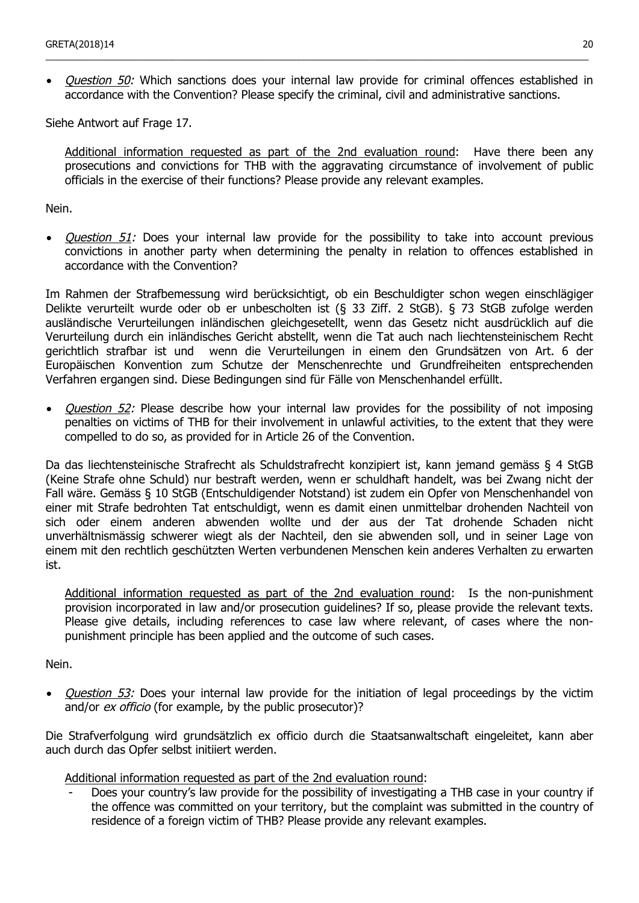- *Question 50:* Which sanctions does your internal law provide for criminal offences established in accordance with the Convention? Please specify the criminal, civil and administrative sanctions.

Siehe Antwort auf Frage 17.

> Additional information requested as part of the 2nd evaluation round: Have there been any prosecutions and convictions for THB with the aggravating circumstance of involvement of public officials in the exercise of their functions? Please provide any relevant examples.

Nein.

- *Question 51:* Does your internal law provide for the possibility to take into account previous convictions in another party when determining the penalty in relation to offences established in accordance with the Convention?

Im Rahmen der Strafbemessung wird berücksichtigt, ob ein Beschuldigter schon wegen einschlägiger Delikte verurteilt wurde oder ob er unbescholten ist (§ 33 Ziff. 2 StGB). § 73 StGB zufolge werden ausländische Verurteilungen inländischen gleichgesetellt, wenn das Gesetz nicht ausdrücklich auf die Verurteilung durch ein inländisches Gericht abstellt, wenn die Tat auch nach liechtensteinischem Recht gerichtlich strafbar ist und wenn die Verurteilungen in einem den Grundsätzen von Art. 6 der Europäischen Konvention zum Schutze der Menschenrechte und Grundfreiheiten entsprechenden Verfahren ergangen sind. Diese Bedingungen sind für Fälle von Menschenhandel erfüllt.

- *Question 52:* Please describe how your internal law provides for the possibility of not imposing penalties on victims of THB for their involvement in unlawful activities, to the extent that they were compelled to do so, as provided for in Article 26 of the Convention.

Da das liechtensteinische Strafrecht als Schuldstrafrecht konzipiert ist, kann jemand gemäss § 4 StGB (Keine Strafe ohne Schuld) nur bestraft werden, wenn er schuldhaft handelt, was bei Zwang nicht der Fall wäre. Gemäss § 10 StGB (Entschuldigender Notstand) ist zudem ein Opfer von Menschenhandel von einer mit Strafe bedrohten Tat entschuldigt, wenn es damit einen unmittelbar drohenden Nachteil von sich oder einem anderen abwenden wollte und der aus der Tat drohende Schaden nicht unverhältnismässig schwerer wiegt als der Nachteil, den sie abwenden soll, und in seiner Lage von einem mit den rechtlich geschützten Werten verbundenen Menschen kein anderes Verhalten zu erwarten ist.

> Additional information requested as part of the 2nd evaluation round: Is the non-punishment provision incorporated in law and/or prosecution guidelines? If so, please provide the relevant texts. Please give details, including references to case law where relevant, of cases where the non-punishment principle has been applied and the outcome of such cases.

Nein.

- *Question 53:* Does your internal law provide for the initiation of legal proceedings by the victim and/or *ex officio* (for example, by the public prosecutor)?

Die Strafverfolgung wird grundsätzlich ex officio durch die Staatsanwaltschaft eingeleitet, kann aber auch durch das Opfer selbst initiiert werden.

> Additional information requested as part of the 2nd evaluation round:
> - Does your country's law provide for the possibility of investigating a THB case in your country if the offence was committed on your territory, but the complaint was submitted in the country of residence of a foreign victim of THB? Please provide any relevant examples.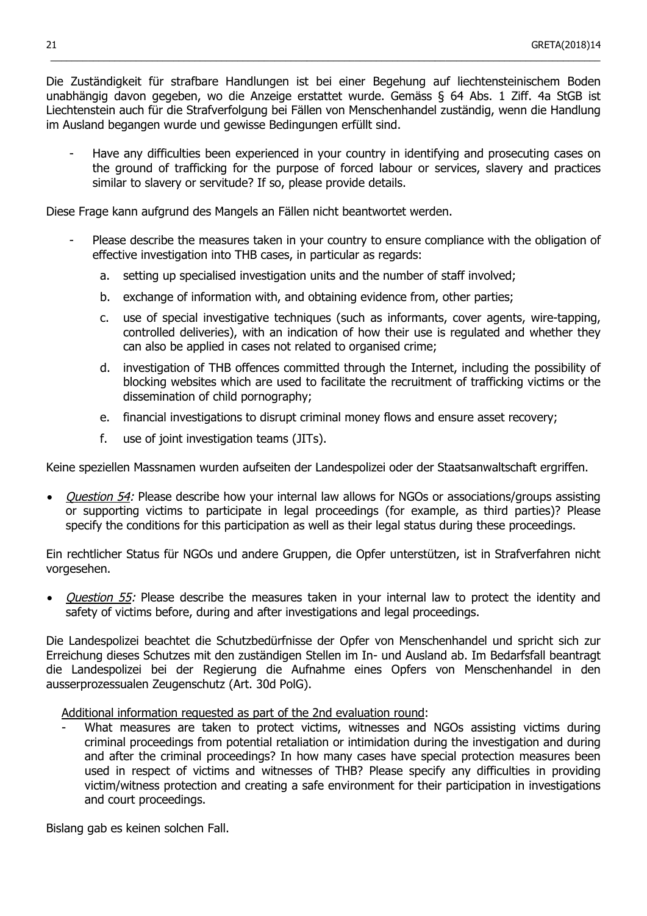Die Zuständigkeit für strafbare Handlungen ist bei einer Begehung auf liechtensteinischem Boden unabhängig davon gegeben, wo die Anzeige erstattet wurde. Gemäss § 64 Abs. 1 Ziff. 4a StGB ist Liechtenstein auch für die Strafverfolgung bei Fällen von Menschenhandel zuständig, wenn die Handlung im Ausland begangen wurde und gewisse Bedingungen erfüllt sind.

- Have any difficulties been experienced in your country in identifying and prosecuting cases on the ground of trafficking for the purpose of forced labour or services, slavery and practices similar to slavery or servitude? If so, please provide details.

Diese Frage kann aufgrund des Mangels an Fällen nicht beantwortet werden.

- Please describe the measures taken in your country to ensure compliance with the obligation of effective investigation into THB cases, in particular as regards:
    a. setting up specialised investigation units and the number of staff involved;
    b. exchange of information with, and obtaining evidence from, other parties;
    c. use of special investigative techniques (such as informants, cover agents, wire-tapping, controlled deliveries), with an indication of how their use is regulated and whether they can also be applied in cases not related to organised crime;
    d. investigation of THB offences committed through the Internet, including the possibility of blocking websites which are used to facilitate the recruitment of trafficking victims or the dissemination of child pornography;
    e. financial investigations to disrupt criminal money flows and ensure asset recovery;
    f. use of joint investigation teams (JITs).

Keine speziellen Massnamen wurden aufseiten der Landespolizei oder der Staatsanwaltschaft ergriffen.

- *Question 54:* Please describe how your internal law allows for NGOs or associations/groups assisting or supporting victims to participate in legal proceedings (for example, as third parties)? Please specify the conditions for this participation as well as their legal status during these proceedings.

Ein rechtlicher Status für NGOs und andere Gruppen, die Opfer unterstützen, ist in Strafverfahren nicht vorgesehen.

- *Question 55:* Please describe the measures taken in your internal law to protect the identity and safety of victims before, during and after investigations and legal proceedings.

Die Landespolizei beachtet die Schutzbedürfnisse der Opfer von Menschenhandel und spricht sich zur Erreichung dieses Schutzes mit den zuständigen Stellen im In- und Ausland ab. Im Bedarfsfall beantragt die Landespolizei bei der Regierung die Aufnahme eines Opfers von Menschenhandel in den ausserprozessualen Zeugenschutz (Art. 30d PolG).

Additional information requested as part of the 2nd evaluation round:

- What measures are taken to protect victims, witnesses and NGOs assisting victims during criminal proceedings from potential retaliation or intimidation during the investigation and during and after the criminal proceedings? In how many cases have special protection measures been used in respect of victims and witnesses of THB? Please specify any difficulties in providing victim/witness protection and creating a safe environment for their participation in investigations and court proceedings.

Bislang gab es keinen solchen Fall.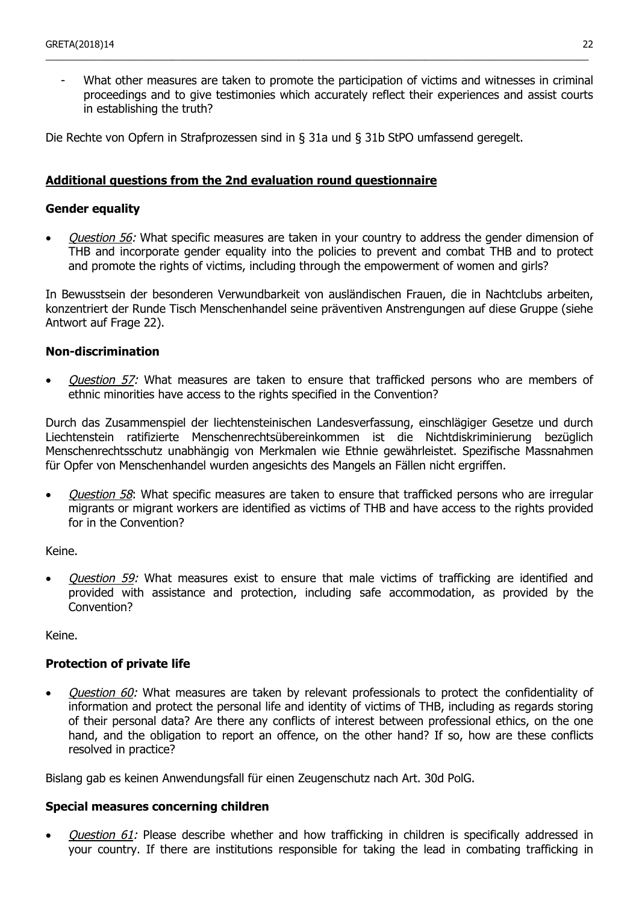- What other measures are taken to promote the participation of victims and witnesses in criminal proceedings and to give testimonies which accurately reflect their experiences and assist courts in establishing the truth?

Die Rechte von Opfern in Strafprozessen sind in § 31a und § 31b StPO umfassend geregelt.

## Additional questions from the 2nd evaluation round questionnaire

### Gender equality

- *Question 56:* What specific measures are taken in your country to address the gender dimension of THB and incorporate gender equality into the policies to prevent and combat THB and to protect and promote the rights of victims, including through the empowerment of women and girls?

In Bewusstsein der besonderen Verwundbarkeit von ausländischen Frauen, die in Nachtclubs arbeiten, konzentriert der Runde Tisch Menschenhandel seine präventiven Anstrengungen auf diese Gruppe (siehe Antwort auf Frage 22).

### Non-discrimination

- *Question 57:* What measures are taken to ensure that trafficked persons who are members of ethnic minorities have access to the rights specified in the Convention?

Durch das Zusammenspiel der liechtensteinischen Landesverfassung, einschlägiger Gesetze und durch Liechtenstein ratifizierte Menschenrechtsübereinkommen ist die Nichtdiskriminierung bezüglich Menschenrechtsschutz unabhängig von Merkmalen wie Ethnie gewährleistet. Spezifische Massnahmen für Opfer von Menschenhandel wurden angesichts des Mangels an Fällen nicht ergriffen.

- *Question 58*: What specific measures are taken to ensure that trafficked persons who are irregular migrants or migrant workers are identified as victims of THB and have access to the rights provided for in the Convention?

Keine.

- *Question 59:* What measures exist to ensure that male victims of trafficking are identified and provided with assistance and protection, including safe accommodation, as provided by the Convention?

Keine.

### Protection of private life

- *Question 60:* What measures are taken by relevant professionals to protect the confidentiality of information and protect the personal life and identity of victims of THB, including as regards storing of their personal data? Are there any conflicts of interest between professional ethics, on the one hand, and the obligation to report an offence, on the other hand? If so, how are these conflicts resolved in practice?

Bislang gab es keinen Anwendungsfall für einen Zeugenschutz nach Art. 30d PolG.

### Special measures concerning children

- *Question 61:* Please describe whether and how trafficking in children is specifically addressed in your country. If there are institutions responsible for taking the lead in combating trafficking in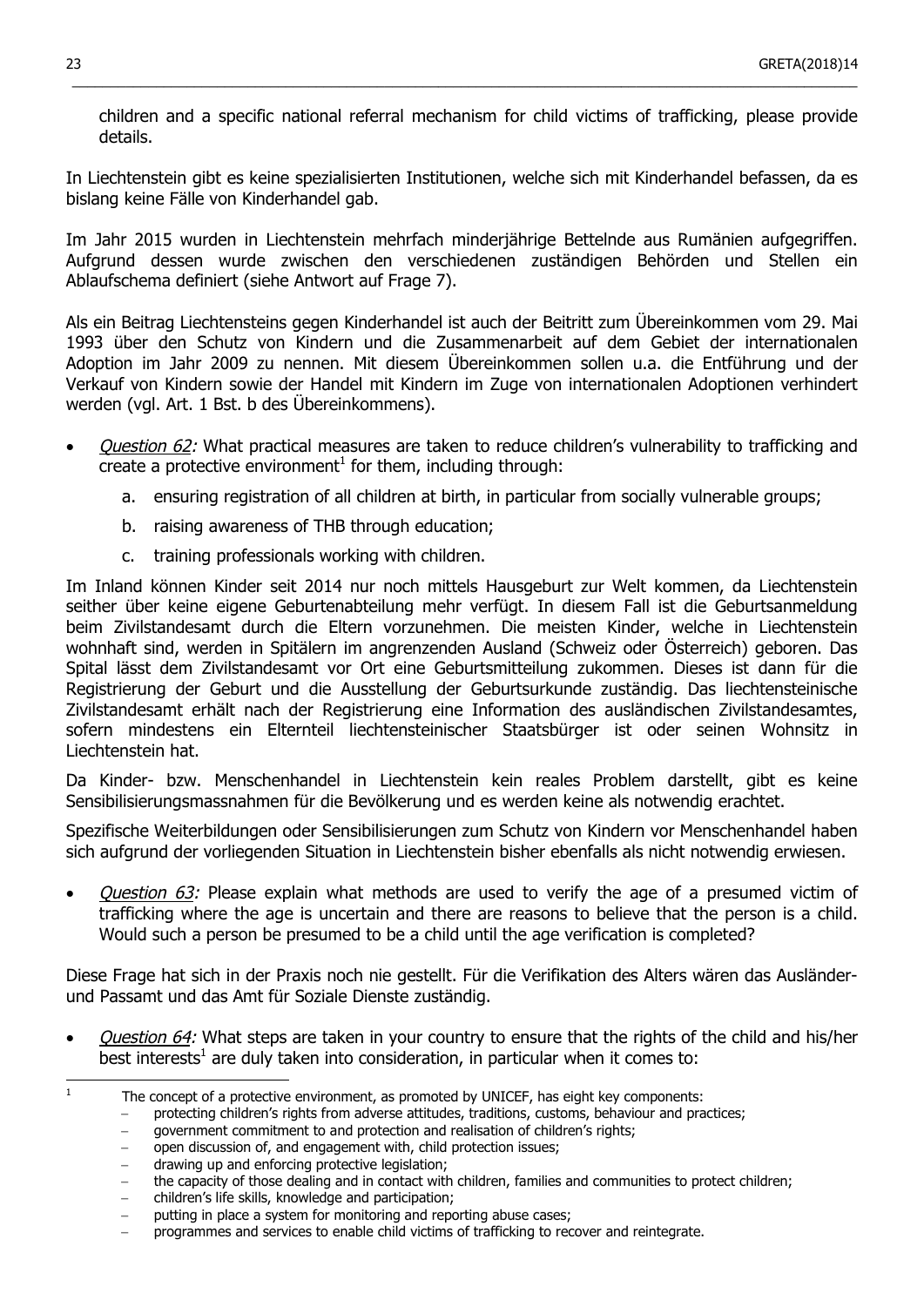children and a specific national referral mechanism for child victims of trafficking, please provide details.

In Liechtenstein gibt es keine spezialisierten Institutionen, welche sich mit Kinderhandel befassen, da es bislang keine Fälle von Kinderhandel gab.

Im Jahr 2015 wurden in Liechtenstein mehrfach minderjährige Bettelnde aus Rumänien aufgegriffen. Aufgrund dessen wurde zwischen den verschiedenen zuständigen Behörden und Stellen ein Ablaufschema definiert (siehe Antwort auf Frage 7).

Als ein Beitrag Liechtensteins gegen Kinderhandel ist auch der Beitritt zum Übereinkommen vom 29. Mai 1993 über den Schutz von Kindern und die Zusammenarbeit auf dem Gebiet der internationalen Adoption im Jahr 2009 zu nennen. Mit diesem Übereinkommen sollen u.a. die Entführung und der Verkauf von Kindern sowie der Handel mit Kindern im Zuge von internationalen Adoptionen verhindert werden (vgl. Art. 1 Bst. b des Übereinkommens).

- *Question 62:* What practical measures are taken to reduce children's vulnerability to trafficking and create a protective environment[1] for them, including through:
    a. ensuring registration of all children at birth, in particular from socially vulnerable groups;
    b. raising awareness of THB through education;
    c. training professionals working with children.

Im Inland können Kinder seit 2014 nur noch mittels Hausgeburt zur Welt kommen, da Liechtenstein seither über keine eigene Geburtenabteilung mehr verfügt. In diesem Fall ist die Geburtsanmeldung beim Zivilstandesamt durch die Eltern vorzunehmen. Die meisten Kinder, welche in Liechtenstein wohnhaft sind, werden in Spitälern im angrenzenden Ausland (Schweiz oder Österreich) geboren. Das Spital lässt dem Zivilstandesamt vor Ort eine Geburtsmitteilung zukommen. Dieses ist dann für die Registrierung der Geburt und die Ausstellung der Geburtsurkunde zuständig. Das liechtensteinische Zivilstandesamt erhält nach der Registrierung eine Information des ausländischen Zivilstandesamtes, sofern mindestens ein Elternteil liechtensteinischer Staatsbürger ist oder seinen Wohnsitz in Liechtenstein hat.

Da Kinder- bzw. Menschenhandel in Liechtenstein kein reales Problem darstellt, gibt es keine Sensibilisierungsmassnahmen für die Bevölkerung und es werden keine als notwendig erachtet.

Spezifische Weiterbildungen oder Sensibilisierungen zum Schutz von Kindern vor Menschenhandel haben sich aufgrund der vorliegenden Situation in Liechtenstein bisher ebenfalls als nicht notwendig erwiesen.

- *Question 63:* Please explain what methods are used to verify the age of a presumed victim of trafficking where the age is uncertain and there are reasons to believe that the person is a child. Would such a person be presumed to be a child until the age verification is completed?

Diese Frage hat sich in der Praxis noch nie gestellt. Für die Verifikation des Alters wären das Ausländer- und Passamt und das Amt für Soziale Dienste zuständig.

- *Question 64:* What steps are taken in your country to ensure that the rights of the child and his/her best interests[1] are duly taken into consideration, in particular when it comes to:

---

[1] The concept of a protective environment, as promoted by UNICEF, has eight key components:
- protecting children's rights from adverse attitudes, traditions, customs, behaviour and practices;
- government commitment to and protection and realisation of children's rights;
- open discussion of, and engagement with, child protection issues;
- drawing up and enforcing protective legislation;
- the capacity of those dealing and in contact with children, families and communities to protect children;
- children's life skills, knowledge and participation;
- putting in place a system for monitoring and reporting abuse cases;
- programmes and services to enable child victims of trafficking to recover and reintegrate.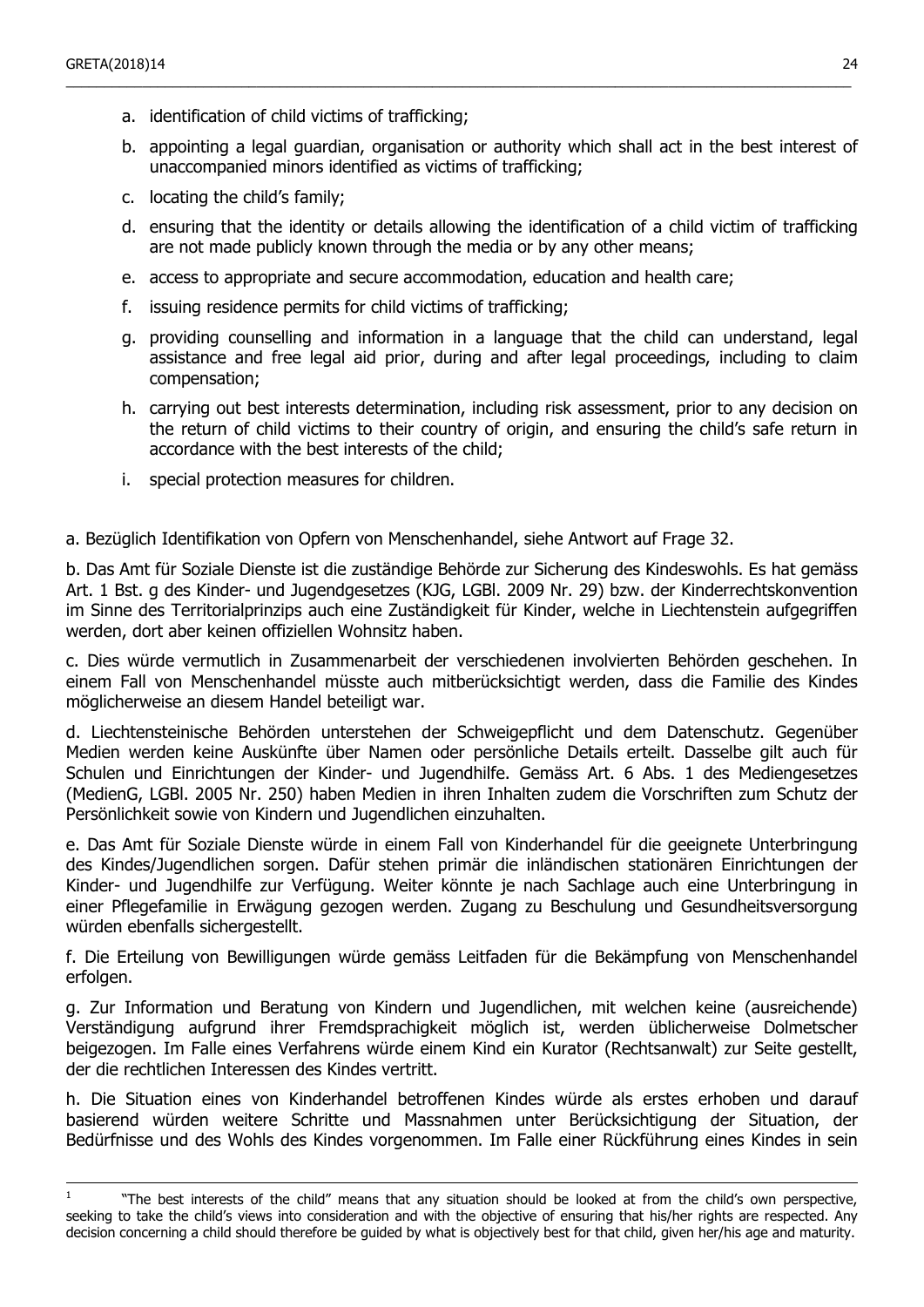a. identification of child victims of trafficking;

b. appointing a legal guardian, organisation or authority which shall act in the best interest of unaccompanied minors identified as victims of trafficking;

c. locating the child's family;

d. ensuring that the identity or details allowing the identification of a child victim of trafficking are not made publicly known through the media or by any other means;

e. access to appropriate and secure accommodation, education and health care;

f. issuing residence permits for child victims of trafficking;

g. providing counselling and information in a language that the child can understand, legal assistance and free legal aid prior, during and after legal proceedings, including to claim compensation;

h. carrying out best interests determination, including risk assessment, prior to any decision on the return of child victims to their country of origin, and ensuring the child's safe return in accordance with the best interests of the child;

i. special protection measures for children.

a. Bezüglich Identifikation von Opfern von Menschenhandel, siehe Antwort auf Frage 32.

b. Das Amt für Soziale Dienste ist die zuständige Behörde zur Sicherung des Kindeswohls. Es hat gemäss Art. 1 Bst. g des Kinder- und Jugendgesetzes (KJG, LGBl. 2009 Nr. 29) bzw. der Kinderrechtskonvention im Sinne des Territorialprinzips auch eine Zuständigkeit für Kinder, welche in Liechtenstein aufgegriffen werden, dort aber keinen offiziellen Wohnsitz haben.

c. Dies würde vermutlich in Zusammenarbeit der verschiedenen involvierten Behörden geschehen. In einem Fall von Menschenhandel müsste auch mitberücksichtigt werden, dass die Familie des Kindes möglicherweise an diesem Handel beteiligt war.

d. Liechtensteinische Behörden unterstehen der Schweigepflicht und dem Datenschutz. Gegenüber Medien werden keine Auskünfte über Namen oder persönliche Details erteilt. Dasselbe gilt auch für Schulen und Einrichtungen der Kinder- und Jugendhilfe. Gemäss Art. 6 Abs. 1 des Mediengesetzes (MedienG, LGBl. 2005 Nr. 250) haben Medien in ihren Inhalten zudem die Vorschriften zum Schutz der Persönlichkeit sowie von Kindern und Jugendlichen einzuhalten.

e. Das Amt für Soziale Dienste würde in einem Fall von Kinderhandel für die geeignete Unterbringung des Kindes/Jugendlichen sorgen. Dafür stehen primär die inländischen stationären Einrichtungen der Kinder- und Jugendhilfe zur Verfügung. Weiter könnte je nach Sachlage auch eine Unterbringung in einer Pflegefamilie in Erwägung gezogen werden. Zugang zu Beschulung und Gesundheitsversorgung würden ebenfalls sichergestellt.

f. Die Erteilung von Bewilligungen würde gemäss Leitfaden für die Bekämpfung von Menschenhandel erfolgen.

g. Zur Information und Beratung von Kindern und Jugendlichen, mit welchen keine (ausreichende) Verständigung aufgrund ihrer Fremdsprachigkeit möglich ist, werden üblicherweise Dolmetscher beigezogen. Im Falle eines Verfahrens würde einem Kind ein Kurator (Rechtsanwalt) zur Seite gestellt, der die rechtlichen Interessen des Kindes vertritt.

h. Die Situation eines von Kinderhandel betroffenen Kindes würde als erstes erhoben und darauf basierend würden weitere Schritte und Massnahmen unter Berücksichtigung der Situation, der Bedürfnisse und des Wohls des Kindes vorgenommen. Im Falle einer Rückführung eines Kindes in sein

[1] "The best interests of the child" means that any situation should be looked at from the child's own perspective, seeking to take the child's views into consideration and with the objective of ensuring that his/her rights are respected. Any decision concerning a child should therefore be guided by what is objectively best for that child, given her/his age and maturity.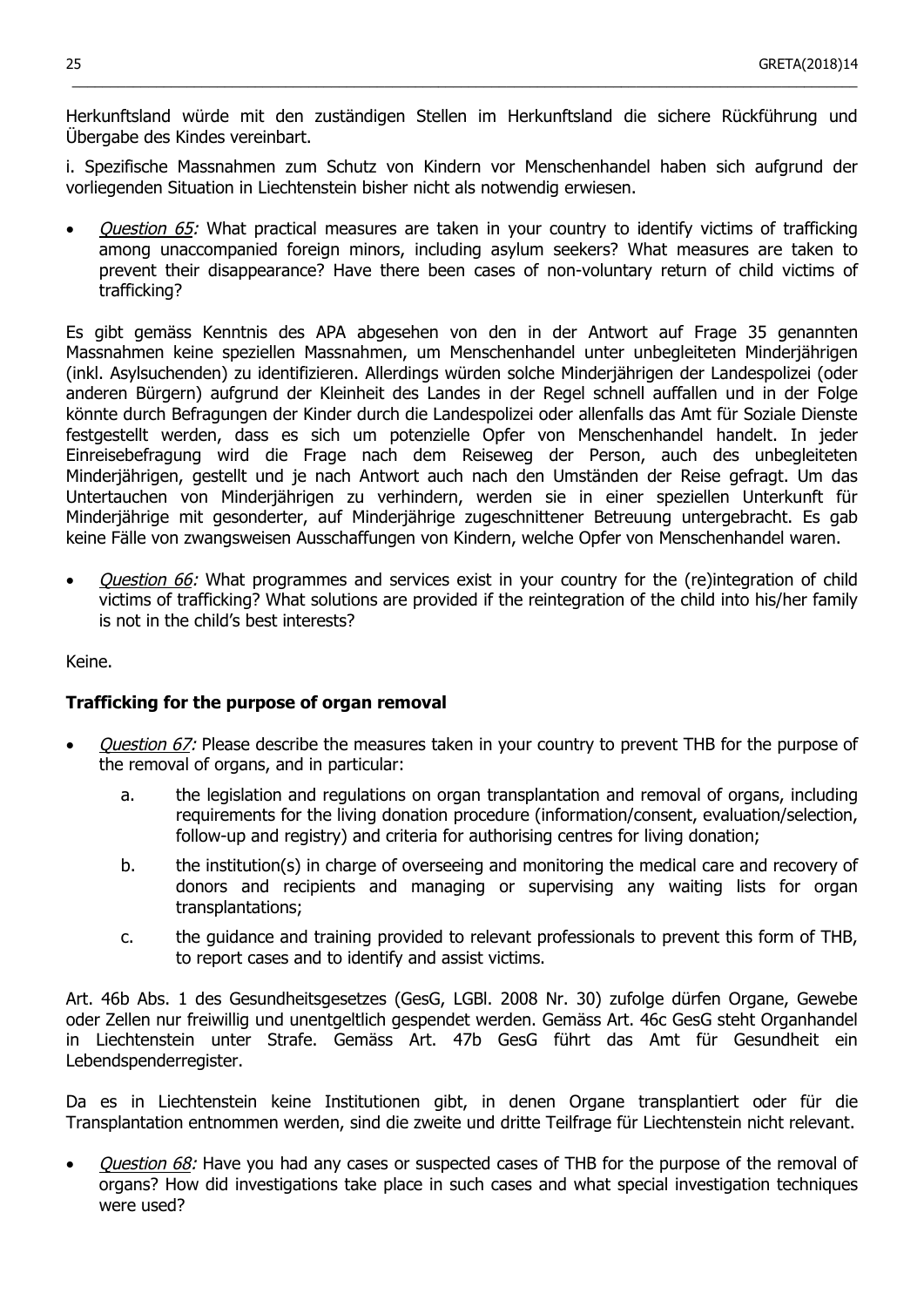Herkunftsland würde mit den zuständigen Stellen im Herkunftsland die sichere Rückführung und Übergabe des Kindes vereinbart.

i. Spezifische Massnahmen zum Schutz von Kindern vor Menschenhandel haben sich aufgrund der vorliegenden Situation in Liechtenstein bisher nicht als notwendig erwiesen.

- *Question 65:* What practical measures are taken in your country to identify victims of trafficking among unaccompanied foreign minors, including asylum seekers? What measures are taken to prevent their disappearance? Have there been cases of non-voluntary return of child victims of trafficking?

Es gibt gemäss Kenntnis des APA abgesehen von den in der Antwort auf Frage 35 genannten Massnahmen keine speziellen Massnahmen, um Menschenhandel unter unbegleiteten Minderjährigen (inkl. Asylsuchenden) zu identifizieren. Allerdings würden solche Minderjährigen der Landespolizei (oder anderen Bürgern) aufgrund der Kleinheit des Landes in der Regel schnell auffallen und in der Folge könnte durch Befragungen der Kinder durch die Landespolizei oder allenfalls das Amt für Soziale Dienste festgestellt werden, dass es sich um potenzielle Opfer von Menschenhandel handelt. In jeder Einreisebefragung wird die Frage nach dem Reiseweg der Person, auch des unbegleiteten Minderjährigen, gestellt und je nach Antwort auch nach den Umständen der Reise gefragt. Um das Untertauchen von Minderjährigen zu verhindern, werden sie in einer speziellen Unterkunft für Minderjährige mit gesonderter, auf Minderjährige zugeschnittener Betreuung untergebracht. Es gab keine Fälle von zwangsweisen Ausschaffungen von Kindern, welche Opfer von Menschenhandel waren.

- *Question 66:* What programmes and services exist in your country for the (re)integration of child victims of trafficking? What solutions are provided if the reintegration of the child into his/her family is not in the child's best interests?

Keine.

**Trafficking for the purpose of organ removal**

- *Question 67:* Please describe the measures taken in your country to prevent THB for the purpose of the removal of organs, and in particular:
    a. the legislation and regulations on organ transplantation and removal of organs, including requirements for the living donation procedure (information/consent, evaluation/selection, follow-up and registry) and criteria for authorising centres for living donation;
    b. the institution(s) in charge of overseeing and monitoring the medical care and recovery of donors and recipients and managing or supervising any waiting lists for organ transplantations;
    c. the guidance and training provided to relevant professionals to prevent this form of THB, to report cases and to identify and assist victims.

Art. 46b Abs. 1 des Gesundheitsgesetzes (GesG, LGBl. 2008 Nr. 30) zufolge dürfen Organe, Gewebe oder Zellen nur freiwillig und unentgeltlich gespendet werden. Gemäss Art. 46c GesG steht Organhandel in Liechtenstein unter Strafe. Gemäss Art. 47b GesG führt das Amt für Gesundheit ein Lebendspenderregister.

Da es in Liechtenstein keine Institutionen gibt, in denen Organe transplantiert oder für die Transplantation entnommen werden, sind die zweite und dritte Teilfrage für Liechtenstein nicht relevant.

- *Question 68:* Have you had any cases or suspected cases of THB for the purpose of the removal of organs? How did investigations take place in such cases and what special investigation techniques were used?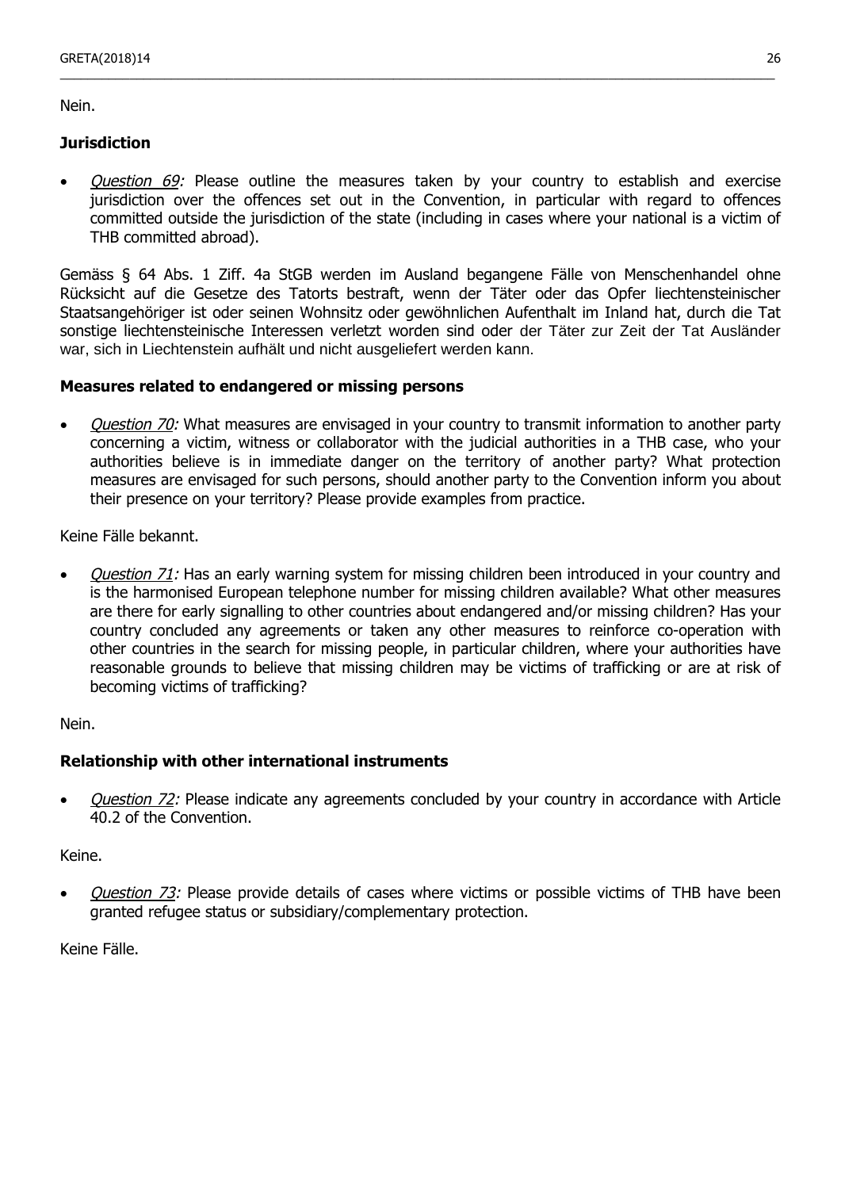Nein.

**Jurisdiction**

- *Question 69:* Please outline the measures taken by your country to establish and exercise jurisdiction over the offences set out in the Convention, in particular with regard to offences committed outside the jurisdiction of the state (including in cases where your national is a victim of THB committed abroad).

Gemäss § 64 Abs. 1 Ziff. 4a StGB werden im Ausland begangene Fälle von Menschenhandel ohne Rücksicht auf die Gesetze des Tatorts bestraft, wenn der Täter oder das Opfer liechtensteinischer Staatsangehöriger ist oder seinen Wohnsitz oder gewöhnlichen Aufenthalt im Inland hat, durch die Tat sonstige liechtensteinische Interessen verletzt worden sind oder der Täter zur Zeit der Tat Ausländer war, sich in Liechtenstein aufhält und nicht ausgeliefert werden kann.

**Measures related to endangered or missing persons**

- *Question 70:* What measures are envisaged in your country to transmit information to another party concerning a victim, witness or collaborator with the judicial authorities in a THB case, who your authorities believe is in immediate danger on the territory of another party? What protection measures are envisaged for such persons, should another party to the Convention inform you about their presence on your territory? Please provide examples from practice.

Keine Fälle bekannt.

- *Question 71:* Has an early warning system for missing children been introduced in your country and is the harmonised European telephone number for missing children available? What other measures are there for early signalling to other countries about endangered and/or missing children? Has your country concluded any agreements or taken any other measures to reinforce co-operation with other countries in the search for missing people, in particular children, where your authorities have reasonable grounds to believe that missing children may be victims of trafficking or are at risk of becoming victims of trafficking?

Nein.

**Relationship with other international instruments**

- *Question 72:* Please indicate any agreements concluded by your country in accordance with Article 40.2 of the Convention.

Keine.

- *Question 73:* Please provide details of cases where victims or possible victims of THB have been granted refugee status or subsidiary/complementary protection.

Keine Fälle.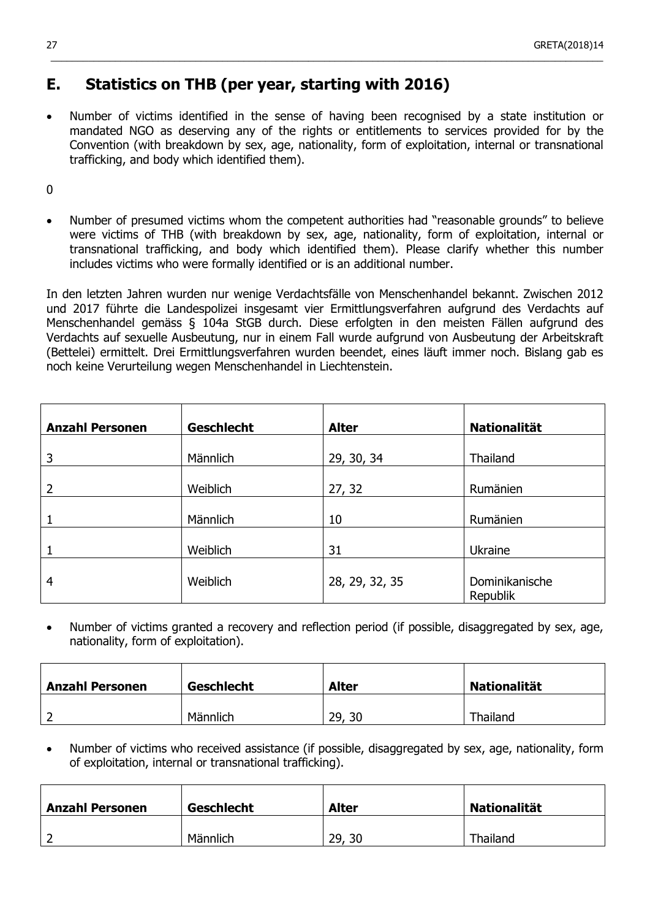## E. Statistics on THB (per year, starting with 2016)

- Number of victims identified in the sense of having been recognised by a state institution or mandated NGO as deserving any of the rights or entitlements to services provided for by the Convention (with breakdown by sex, age, nationality, form of exploitation, internal or transnational trafficking, and body which identified them).

0

- Number of presumed victims whom the competent authorities had "reasonable grounds" to believe were victims of THB (with breakdown by sex, age, nationality, form of exploitation, internal or transnational trafficking, and body which identified them). Please clarify whether this number includes victims who were formally identified or is an additional number.

In den letzten Jahren wurden nur wenige Verdachtsfälle von Menschenhandel bekannt. Zwischen 2012 und 2017 führte die Landespolizei insgesamt vier Ermittlungsverfahren aufgrund des Verdachts auf Menschenhandel gemäss § 104a StGB durch. Diese erfolgten in den meisten Fällen aufgrund des Verdachts auf sexuelle Ausbeutung, nur in einem Fall wurde aufgrund von Ausbeutung der Arbeitskraft (Bettelei) ermittelt. Drei Ermittlungsverfahren wurden beendet, eines läuft immer noch. Bislang gab es noch keine Verurteilung wegen Menschenhandel in Liechtenstein.

| Anzahl Personen | Geschlecht | Alter | Nationalität |
|---|---|---|---|
| 3 | Männlich | 29, 30, 34 | Thailand |
| 2 | Weiblich | 27, 32 | Rumänien |
| 1 | Männlich | 10 | Rumänien |
| 1 | Weiblich | 31 | Ukraine |
| 4 | Weiblich | 28, 29, 32, 35 | Dominikanische Republik |

- Number of victims granted a recovery and reflection period (if possible, disaggregated by sex, age, nationality, form of exploitation).

| Anzahl Personen | Geschlecht | Alter | Nationalität |
|---|---|---|---|
| 2 | Männlich | 29, 30 | Thailand |

- Number of victims who received assistance (if possible, disaggregated by sex, age, nationality, form of exploitation, internal or transnational trafficking).

| Anzahl Personen | Geschlecht | Alter | Nationalität |
|---|---|---|---|
| 2 | Männlich | 29, 30 | Thailand |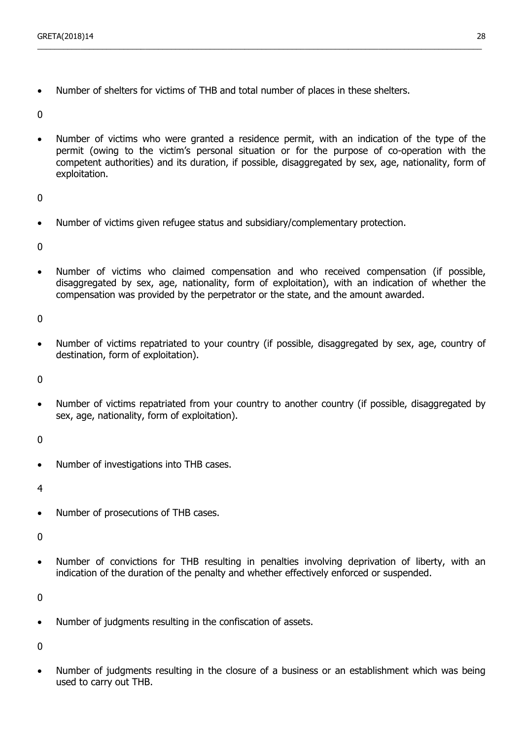- Number of shelters for victims of THB and total number of places in these shelters.

0

- Number of victims who were granted a residence permit, with an indication of the type of the permit (owing to the victim's personal situation or for the purpose of co-operation with the competent authorities) and its duration, if possible, disaggregated by sex, age, nationality, form of exploitation.

0

- Number of victims given refugee status and subsidiary/complementary protection.

0

- Number of victims who claimed compensation and who received compensation (if possible, disaggregated by sex, age, nationality, form of exploitation), with an indication of whether the compensation was provided by the perpetrator or the state, and the amount awarded.

0

- Number of victims repatriated to your country (if possible, disaggregated by sex, age, country of destination, form of exploitation).

0

- Number of victims repatriated from your country to another country (if possible, disaggregated by sex, age, nationality, form of exploitation).

0

- Number of investigations into THB cases.

4

- Number of prosecutions of THB cases.

0

- Number of convictions for THB resulting in penalties involving deprivation of liberty, with an indication of the duration of the penalty and whether effectively enforced or suspended.

0

- Number of judgments resulting in the confiscation of assets.

0

- Number of judgments resulting in the closure of a business or an establishment which was being used to carry out THB.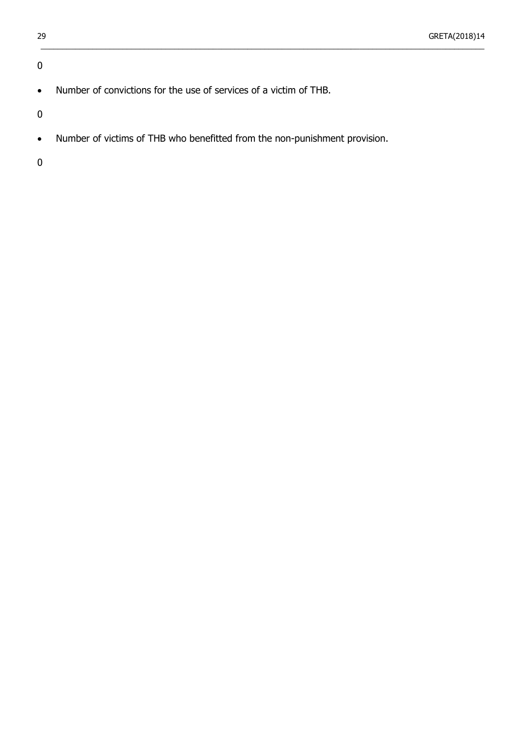0

- Number of convictions for the use of services of a victim of THB.

0

- Number of victims of THB who benefitted from the non-punishment provision.

0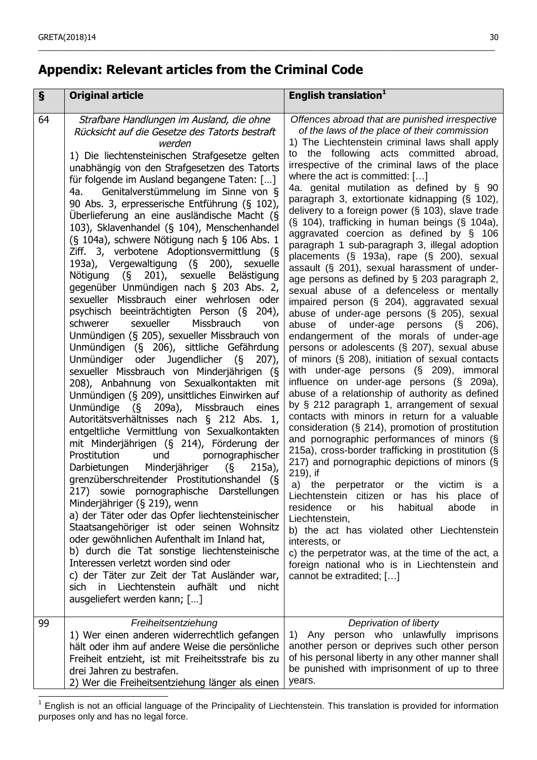## Appendix: Relevant articles from the Criminal Code

| § | Original article | English translation[1] |
|---|---|---|
| 64 | *Strafbare Handlungen im Ausland, die ohne Rücksicht auf die Gesetze des Tatorts bestraft werden*<br>1) Die liechtensteinischen Strafgesetze gelten unabhängig von den Strafgesetzen des Tatorts für folgende im Ausland begangene Taten: […]<br>4a. Genitalverstümmelung im Sinne von § 90 Abs. 3, erpresserische Entführung (§ 102), Überlieferung an eine ausländische Macht (§ 103), Sklavenhandel (§ 104), Menschenhandel (§ 104a), schwere Nötigung nach § 106 Abs. 1 Ziff. 3, verbotene Adoptionsvermittlung (§ 193a), Vergewaltigung (§ 200), sexuelle Nötigung (§ 201), sexuelle Belästigung gegenüber Unmündigen nach § 203 Abs. 2, sexueller Missbrauch einer wehrlosen oder psychisch beeinträchtigten Person (§ 204), schwerer sexueller Missbrauch von Unmündigen (§ 205), sexueller Missbrauch von Unmündigen (§ 206), sittliche Gefährdung Unmündiger oder Jugendlicher (§ 207), sexueller Missbrauch von Minderjährigen (§ 208), Anbahnung von Sexualkontakten mit Unmündigen (§ 209), unsittliches Einwirken auf Unmündige (§ 209a), Missbrauch eines Autoritätsverhältnisses nach § 212 Abs. 1, entgeltliche Vermittlung von Sexualkontakten mit Minderjährigen (§ 214), Förderung der Prostitution und pornographischer Darbietungen Minderjähriger (§ 215a), grenzüberschreitender Prostitutionshandel (§ 217) sowie pornographische Darstellungen Minderjähriger (§ 219), wenn<br>a) der Täter oder das Opfer liechtensteinischer Staatsangehöriger ist oder seinen Wohnsitz oder gewöhnlichen Aufenthalt im Inland hat,<br>b) durch die Tat sonstige liechtensteinische Interessen verletzt worden sind oder<br>c) der Täter zur Zeit der Tat Ausländer war, sich in Liechtenstein aufhält und nicht ausgeliefert werden kann; […] | *Offences abroad that are punished irrespective of the laws of the place of their commission*<br>1) The Liechtenstein criminal laws shall apply to the following acts committed abroad, irrespective of the criminal laws of the place where the act is committed: […]<br>4a. genital mutilation as defined by § 90 paragraph 3, extortionate kidnapping (§ 102), delivery to a foreign power (§ 103), slave trade (§ 104), trafficking in human beings (§ 104a), aggravated coercion as defined by § 106 paragraph 1 sub-paragraph 3, illegal adoption placements (§ 193a), rape (§ 200), sexual assault (§ 201), sexual harassment of under-age persons as defined by § 203 paragraph 2, sexual abuse of a defenceless or mentally impaired person (§ 204), aggravated sexual abuse of under-age persons (§ 205), sexual abuse of under-age persons (§ 206), endangerment of the morals of under-age persons or adolescents (§ 207), sexual abuse of minors (§ 208), initiation of sexual contacts with under-age persons (§ 209), immoral influence on under-age persons (§ 209a), abuse of a relationship of authority as defined by § 212 paragraph 1, arrangement of sexual contacts with minors in return for a valuable consideration (§ 214), promotion of prostitution and pornographic performances of minors (§ 215a), cross-border trafficking in prostitution (§ 217) and pornographic depictions of minors (§ 219), if<br>a) the perpetrator or the victim is a Liechtenstein citizen or has his place of residence or his habitual abode in Liechtenstein,<br>b) the act has violated other Liechtenstein interests, or<br>c) the perpetrator was, at the time of the act, a foreign national who is in Liechtenstein and cannot be extradited; […] |
| 99 | *Freiheitsentziehung*<br>1) Wer einen anderen widerrechtlich gefangen hält oder ihm auf andere Weise die persönliche Freiheit entzieht, ist mit Freiheitsstrafe bis zu drei Jahren zu bestrafen.<br>2) Wer die Freiheitsentziehung länger als einen | *Deprivation of liberty*<br>1) Any person who unlawfully imprisons another person or deprives such other person of his personal liberty in any other manner shall be punished with imprisonment of up to three years. |

[1] English is not an official language of the Principality of Liechtenstein. This translation is provided for information purposes only and has no legal force.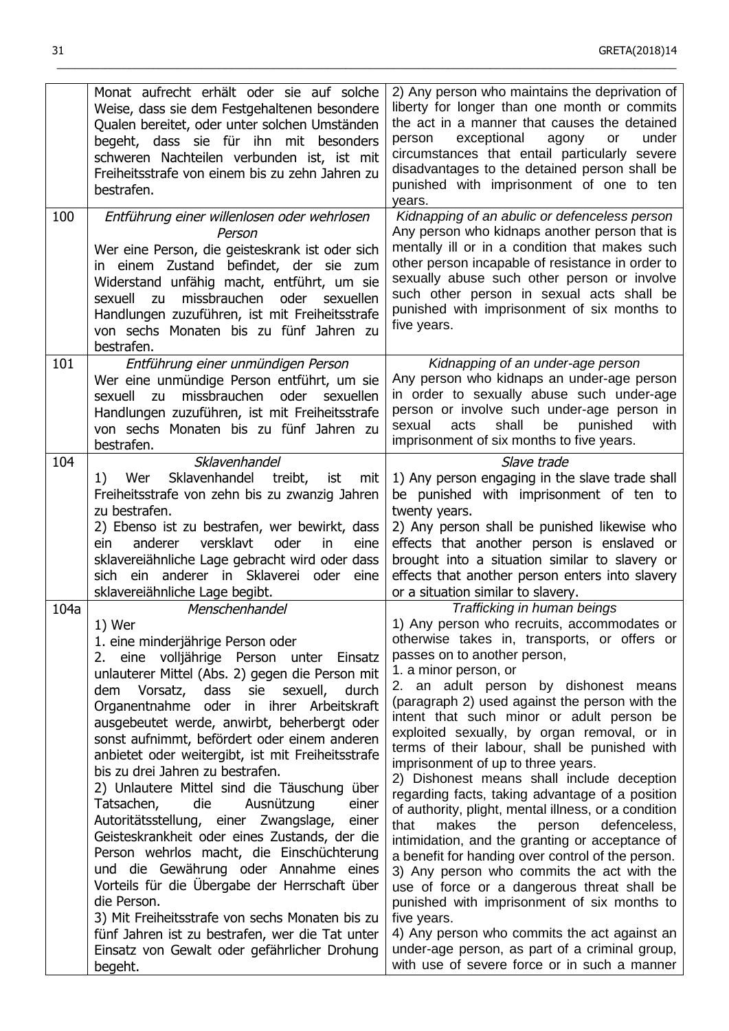| | | |
|---|---|---|
| | Monat aufrecht erhält oder sie auf solche Weise, dass sie dem Festgehaltenen besondere Qualen bereitet, oder unter solchen Umständen begeht, dass sie für ihn mit besonders schweren Nachteilen verbunden ist, ist mit Freiheitsstrafe von einem bis zu zehn Jahren zu bestrafen. | 2) Any person who maintains the deprivation of liberty for longer than one month or commits the act in a manner that causes the detained person exceptional agony or under circumstances that entail particularly severe disadvantages to the detained person shall be punished with imprisonment of one to ten years. |
| 100 | *Entführung einer willenlosen oder wehrlosen Person*<br>Wer eine Person, die geisteskrank ist oder sich in einem Zustand befindet, der sie zum Widerstand unfähig macht, entführt, um sie sexuell zu missbrauchen oder sexuellen Handlungen zuzuführen, ist mit Freiheitsstrafe von sechs Monaten bis zu fünf Jahren zu bestrafen. | *Kidnapping of an abulic or defenceless person*<br>Any person who kidnaps another person that is mentally ill or in a condition that makes such other person incapable of resistance in order to sexually abuse such other person or involve such other person in sexual acts shall be punished with imprisonment of six months to five years. |
| 101 | *Entführung einer unmündigen Person*<br>Wer eine unmündige Person entführt, um sie sexuell zu missbrauchen oder sexuellen Handlungen zuzuführen, ist mit Freiheitsstrafe von sechs Monaten bis zu fünf Jahren zu bestrafen. | *Kidnapping of an under-age person*<br>Any person who kidnaps an under-age person in order to sexually abuse such under-age person or involve such under-age person in sexual acts shall be punished with imprisonment of six months to five years. |
| 104 | *Sklavenhandel*<br>1) Wer Sklavenhandel treibt, ist mit Freiheitsstrafe von zehn bis zu zwanzig Jahren zu bestrafen.<br>2) Ebenso ist zu bestrafen, wer bewirkt, dass ein anderer versklavt oder in eine sklavereiähnliche Lage gebracht wird oder dass sich ein anderer in Sklaverei oder eine sklavereiähnliche Lage begibt. | *Slave trade*<br>1) Any person engaging in the slave trade shall be punished with imprisonment of ten to twenty years.<br>2) Any person shall be punished likewise who effects that another person is enslaved or brought into a situation similar to slavery or effects that another person enters into slavery or a situation similar to slavery. |
| 104a | *Menschenhandel*<br>1) Wer<br>1. eine minderjährige Person oder<br>2. eine volljährige Person unter Einsatz unlauterer Mittel (Abs. 2) gegen die Person mit dem Vorsatz, dass sie sexuell, durch Organentnahme oder in ihrer Arbeitskraft ausgebeutet werde, anwirbt, beherbergt oder sonst aufnimmt, befördert oder einem anderen anbietet oder weitergibt, ist mit Freiheitsstrafe bis zu drei Jahren zu bestrafen.<br>2) Unlautere Mittel sind die Täuschung über Tatsachen, die Ausnützung einer Autoritätsstellung, einer Zwangslage, einer Geisteskrankheit oder eines Zustands, der die Person wehrlos macht, die Einschüchterung und die Gewährung oder Annahme eines Vorteils für die Übergabe der Herrschaft über die Person.<br>3) Mit Freiheitsstrafe von sechs Monaten bis zu fünf Jahren ist zu bestrafen, wer die Tat unter Einsatz von Gewalt oder gefährlicher Drohung begeht. | *Trafficking in human beings*<br>1) Any person who recruits, accommodates or otherwise takes in, transports, or offers or passes on to another person,<br>1. a minor person, or<br>2. an adult person by dishonest means (paragraph 2) used against the person with the intent that such minor or adult person be exploited sexually, by organ removal, or in terms of their labour, shall be punished with imprisonment of up to three years.<br>2) Dishonest means shall include deception regarding facts, taking advantage of a position of authority, plight, mental illness, or a condition that makes the person defenceless, intimidation, and the granting or acceptance of a benefit for handing over control of the person.<br>3) Any person who commits the act with the use of force or a dangerous threat shall be punished with imprisonment of six months to five years.<br>4) Any person who commits the act against an under-age person, as part of a criminal group, with use of severe force or in such a manner |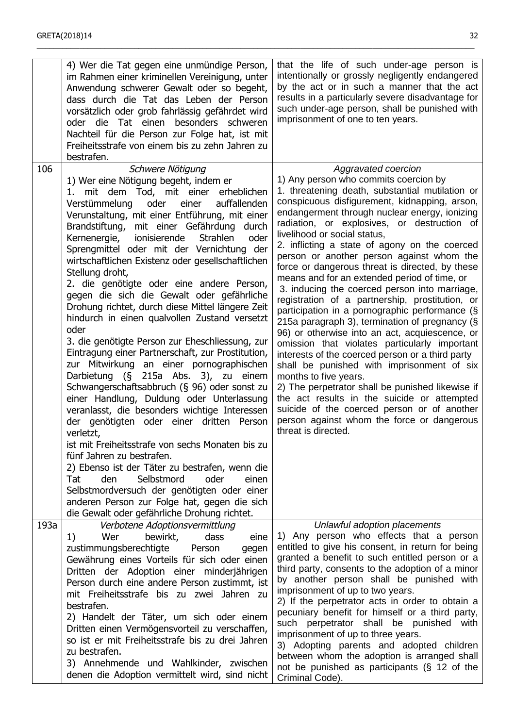| | | |
|---|---|---|
| | 4) Wer die Tat gegen eine unmündige Person, im Rahmen einer kriminellen Vereinigung, unter Anwendung schwerer Gewalt oder so begeht, dass durch die Tat das Leben der Person vorsätzlich oder grob fahrlässig gefährdet wird oder die Tat einen besonders schweren Nachteil für die Person zur Folge hat, ist mit Freiheitsstrafe von einem bis zu zehn Jahren zu bestrafen. | that the life of such under-age person is intentionally or grossly negligently endangered by the act or in such a manner that the act results in a particularly severe disadvantage for such under-age person, shall be punished with imprisonment of one to ten years. |
| 106 | *Schwere Nötigung*<br>1) Wer eine Nötigung begeht, indem er<br>1. mit dem Tod, mit einer erheblichen Verstümmelung oder einer auffallenden Verunstaltung, mit einer Entführung, mit einer Brandstiftung, mit einer Gefährdung durch Kernenergie, ionisierende Strahlen oder Sprengmittel oder mit der Vernichtung der wirtschaftlichen Existenz oder gesellschaftlichen Stellung droht,<br>2. die genötigte oder eine andere Person, gegen die sich die Gewalt oder gefährliche Drohung richtet, durch diese Mittel längere Zeit hindurch in einen qualvollen Zustand versetzt oder<br>3. die genötigte Person zur Eheschliessung, zur Eintragung einer Partnerschaft, zur Prostitution, zur Mitwirkung an einer pornographischen Darbietung (§ 215a Abs. 3), zu einem Schwangerschaftsabbruch (§ 96) oder sonst zu einer Handlung, Duldung oder Unterlassung veranlasst, die besonders wichtige Interessen der genötigten oder einer dritten Person verletzt,<br>ist mit Freiheitsstrafe von sechs Monaten bis zu fünf Jahren zu bestrafen.<br>2) Ebenso ist der Täter zu bestrafen, wenn die Tat den Selbstmord oder einen Selbstmordversuch der genötigten oder einer anderen Person zur Folge hat, gegen die sich die Gewalt oder gefährliche Drohung richtet. | *Aggravated coercion*<br>1) Any person who commits coercion by<br>1. threatening death, substantial mutilation or conspicuous disfigurement, kidnapping, arson, endangerment through nuclear energy, ionizing radiation, or explosives, or destruction of livelihood or social status,<br>2. inflicting a state of agony on the coerced person or another person against whom the force or dangerous threat is directed, by these means and for an extended period of time, or<br>3. inducing the coerced person into marriage, registration of a partnership, prostitution, or participation in a pornographic performance (§ 215a paragraph 3), termination of pregnancy (§ 96) or otherwise into an act, acquiescence, or omission that violates particularly important interests of the coerced person or a third party<br>shall be punished with imprisonment of six months to five years.<br>2) The perpetrator shall be punished likewise if the act results in the suicide or attempted suicide of the coerced person or of another person against whom the force or dangerous threat is directed. |
| 193a | *Verbotene Adoptionsvermittlung*<br>1) Wer bewirkt, dass eine zustimmungsberechtigte Person gegen Gewährung eines Vorteils für sich oder einen Dritten der Adoption einer minderjährigen Person durch eine andere Person zustimmt, ist mit Freiheitsstrafe bis zu zwei Jahren zu bestrafen.<br>2) Handelt der Täter, um sich oder einem Dritten einen Vermögensvorteil zu verschaffen, so ist er mit Freiheitsstrafe bis zu drei Jahren zu bestrafen.<br>3) Annehmende und Wahlkinder, zwischen denen die Adoption vermittelt wird, sind nicht | *Unlawful adoption placements*<br>1) Any person who effects that a person entitled to give his consent, in return for being granted a benefit to such entitled person or a third party, consents to the adoption of a minor by another person shall be punished with imprisonment of up to two years.<br>2) If the perpetrator acts in order to obtain a pecuniary benefit for himself or a third party, such perpetrator shall be punished with imprisonment of up to three years.<br>3) Adopting parents and adopted children between whom the adoption is arranged shall not be punished as participants (§ 12 of the Criminal Code). |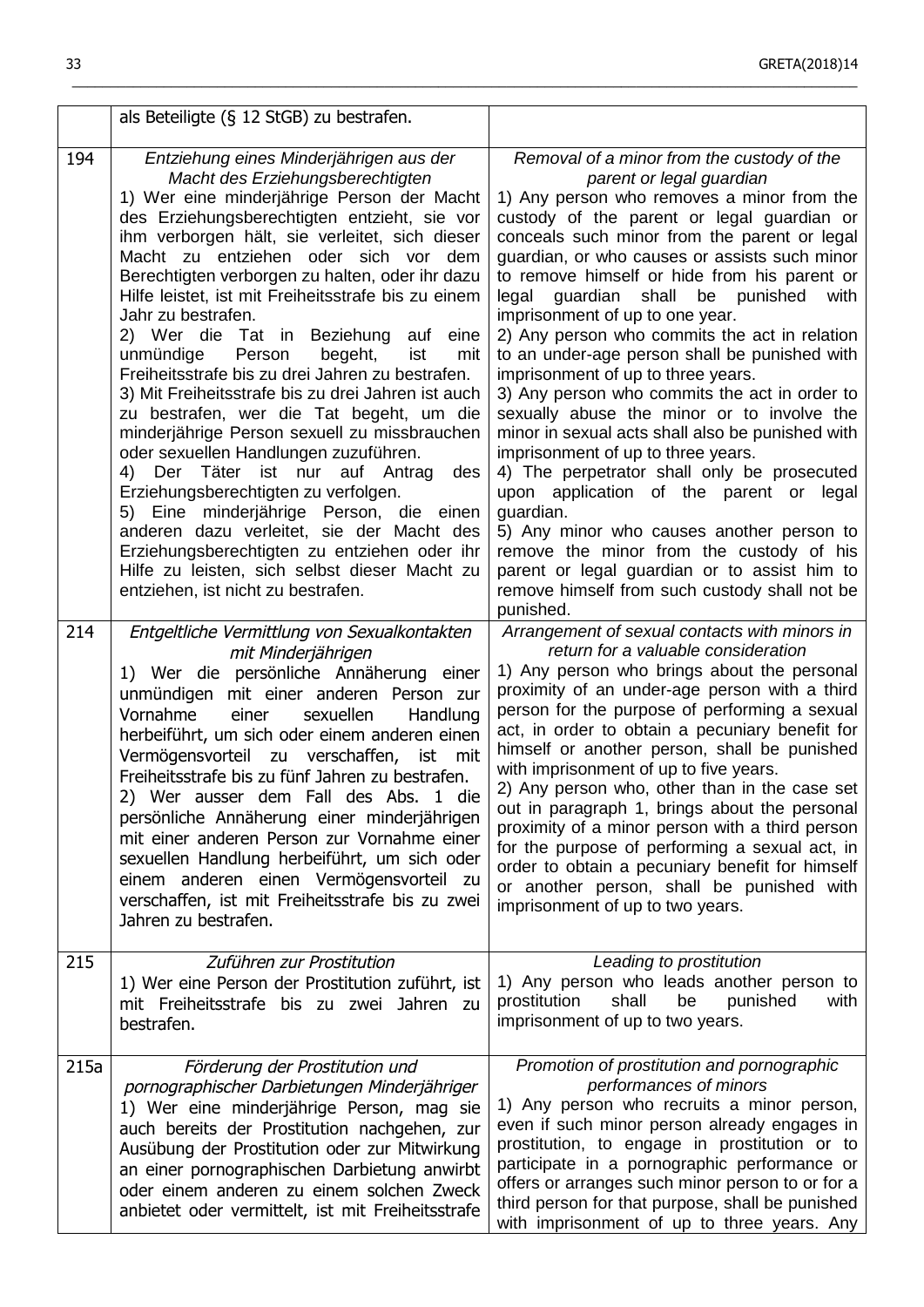|  |  |  |
|---|---|---|
|  | als Beteiligte (§ 12 StGB) zu bestrafen. |  |
| 194 | *Entziehung eines Minderjährigen aus der Macht des Erziehungsberechtigten*<br>1) Wer eine minderjährige Person der Macht des Erziehungsberechtigten entzieht, sie vor ihm verborgen hält, sie verleitet, sich dieser Macht zu entziehen oder sich vor dem Berechtigten verborgen zu halten, oder ihr dazu Hilfe leistet, ist mit Freiheitsstrafe bis zu einem Jahr zu bestrafen.<br>2) Wer die Tat in Beziehung auf eine unmündige Person begeht, ist mit Freiheitsstrafe bis zu drei Jahren zu bestrafen.<br>3) Mit Freiheitsstrafe bis zu drei Jahren ist auch zu bestrafen, wer die Tat begeht, um die minderjährige Person sexuell zu missbrauchen oder sexuellen Handlungen zuzuführen.<br>4) Der Täter ist nur auf Antrag des Erziehungsberechtigten zu verfolgen.<br>5) Eine minderjährige Person, die einen anderen dazu verleitet, sie der Macht des Erziehungsberechtigten zu entziehen oder ihr Hilfe zu leisten, sich selbst dieser Macht zu entziehen, ist nicht zu bestrafen. | *Removal of a minor from the custody of the parent or legal guardian*<br>1) Any person who removes a minor from the custody of the parent or legal guardian or conceals such minor from the parent or legal guardian, or who causes or assists such minor to remove himself or hide from his parent or legal guardian shall be punished with imprisonment of up to one year.<br>2) Any person who commits the act in relation to an under-age person shall be punished with imprisonment of up to three years.<br>3) Any person who commits the act in order to sexually abuse the minor or to involve the minor in sexual acts shall also be punished with imprisonment of up to three years.<br>4) The perpetrator shall only be prosecuted upon application of the parent or legal guardian.<br>5) Any minor who causes another person to remove the minor from the custody of his parent or legal guardian or to assist him to remove himself from such custody shall not be punished. |
| 214 | *Entgeltliche Vermittlung von Sexualkontakten mit Minderjährigen*<br>1) Wer die persönliche Annäherung einer unmündigen mit einer anderen Person zur Vornahme einer sexuellen Handlung herbeiführt, um sich oder einem anderen einen Vermögensvorteil zu verschaffen, ist mit Freiheitsstrafe bis zu fünf Jahren zu bestrafen.<br>2) Wer ausser dem Fall des Abs. 1 die persönliche Annäherung einer minderjährigen mit einer anderen Person zur Vornahme einer sexuellen Handlung herbeiführt, um sich oder einem anderen einen Vermögensvorteil zu verschaffen, ist mit Freiheitsstrafe bis zu zwei Jahren zu bestrafen. | *Arrangement of sexual contacts with minors in return for a valuable consideration*<br>1) Any person who brings about the personal proximity of an under-age person with a third person for the purpose of performing a sexual act, in order to obtain a pecuniary benefit for himself or another person, shall be punished with imprisonment of up to five years.<br>2) Any person who, other than in the case set out in paragraph 1, brings about the personal proximity of a minor person with a third person for the purpose of performing a sexual act, in order to obtain a pecuniary benefit for himself or another person, shall be punished with imprisonment of up to two years. |
| 215 | *Zuführen zur Prostitution*<br>1) Wer eine Person der Prostitution zuführt, ist mit Freiheitsstrafe bis zu zwei Jahren zu bestrafen. | *Leading to prostitution*<br>1) Any person who leads another person to prostitution shall be punished with imprisonment of up to two years. |
| 215a | *Förderung der Prostitution und pornographischer Darbietungen Minderjähriger*<br>1) Wer eine minderjährige Person, mag sie auch bereits der Prostitution nachgehen, zur Ausübung der Prostitution oder zur Mitwirkung an einer pornographischen Darbietung anwirbt oder einem anderen zu einem solchen Zweck anbietet oder vermittelt, ist mit Freiheitsstrafe | *Promotion of prostitution and pornographic performances of minors*<br>1) Any person who recruits a minor person, even if such minor person already engages in prostitution, to engage in prostitution or to participate in a pornographic performance or offers or arranges such minor person to or for a third person for that purpose, shall be punished with imprisonment of up to three years. Any |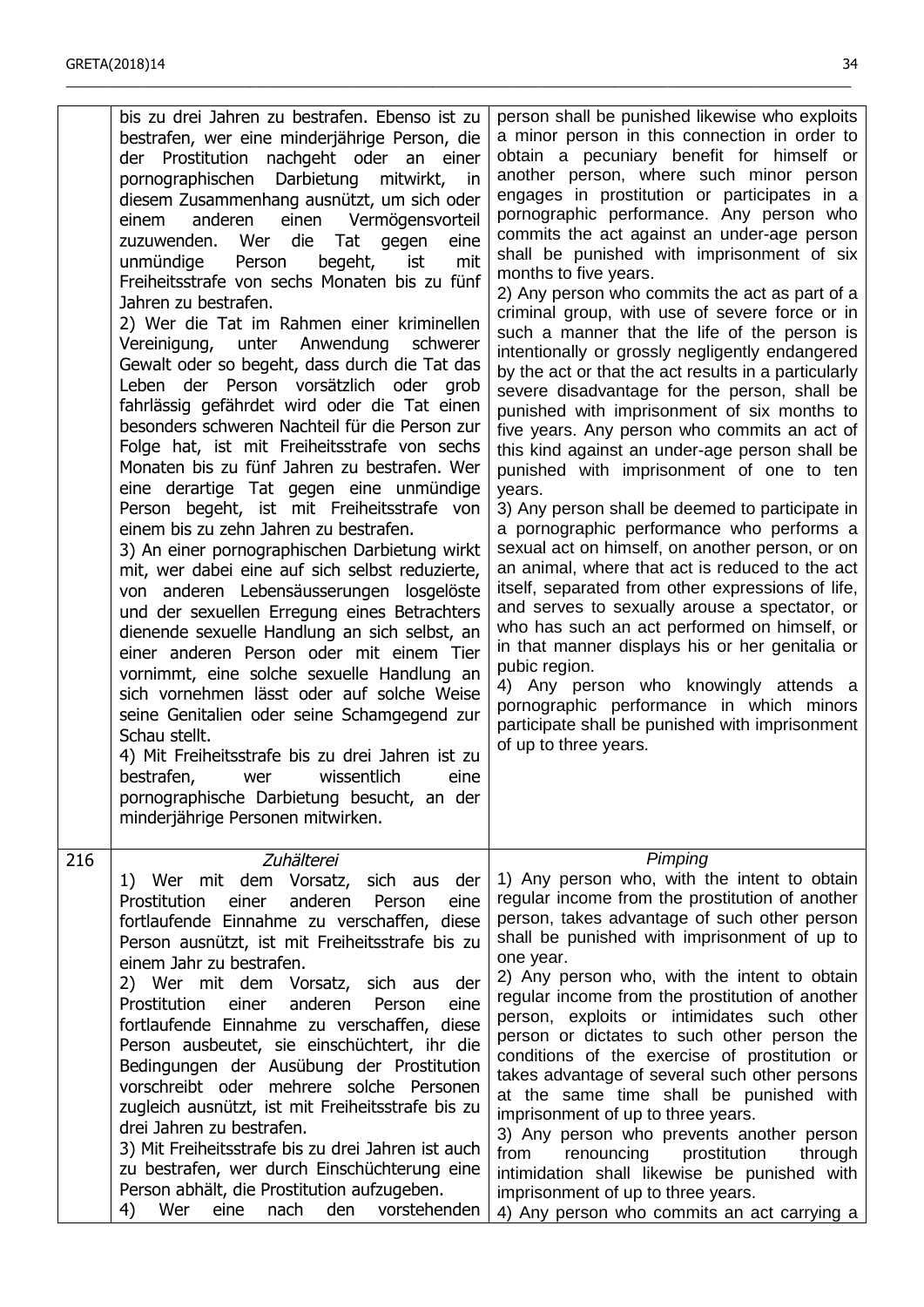| | | |
|---|---|---|
| | bis zu drei Jahren zu bestrafen. Ebenso ist zu bestrafen, wer eine minderjährige Person, die der Prostitution nachgeht oder an einer pornographischen Darbietung mitwirkt, in diesem Zusammenhang ausnützt, um sich oder einem anderen einen Vermögensvorteil zuzuwenden. Wer die Tat gegen eine unmündige Person begeht, ist mit Freiheitsstrafe von sechs Monaten bis zu fünf Jahren zu bestrafen.<br>2) Wer die Tat im Rahmen einer kriminellen Vereinigung, unter Anwendung schwerer Gewalt oder so begeht, dass durch die Tat das Leben der Person vorsätzlich oder grob fahrlässig gefährdet wird oder die Tat einen besonders schweren Nachteil für die Person zur Folge hat, ist mit Freiheitsstrafe von sechs Monaten bis zu fünf Jahren zu bestrafen. Wer eine derartige Tat gegen eine unmündige Person begeht, ist mit Freiheitsstrafe von einem bis zu zehn Jahren zu bestrafen.<br>3) An einer pornographischen Darbietung wirkt mit, wer dabei eine auf sich selbst reduzierte, von anderen Lebensäusserungen losgelöste und der sexuellen Erregung eines Betrachters dienende sexuelle Handlung an sich selbst, an einer anderen Person oder mit einem Tier vornimmt, eine solche sexuelle Handlung an sich vornehmen lässt oder auf solche Weise seine Genitalien oder seine Schamgegend zur Schau stellt.<br>4) Mit Freiheitsstrafe bis zu drei Jahren ist zu bestrafen, wer wissentlich eine pornographische Darbietung besucht, an der minderjährige Personen mitwirken. | person shall be punished likewise who exploits a minor person in this connection in order to obtain a pecuniary benefit for himself or another person, where such minor person engages in prostitution or participates in a pornographic performance. Any person who commits the act against an under-age person shall be punished with imprisonment of six months to five years.<br>2) Any person who commits the act as part of a criminal group, with use of severe force or in such a manner that the life of the person is intentionally or grossly negligently endangered by the act or that the act results in a particularly severe disadvantage for the person, shall be punished with imprisonment of six months to five years. Any person who commits an act of this kind against an under-age person shall be punished with imprisonment of one to ten years.<br>3) Any person shall be deemed to participate in a pornographic performance who performs a sexual act on himself, on another person, or on an animal, where that act is reduced to the act itself, separated from other expressions of life, and serves to sexually arouse a spectator, or who has such an act performed on himself, or in that manner displays his or her genitalia or pubic region.<br>4) Any person who knowingly attends a pornographic performance in which minors participate shall be punished with imprisonment of up to three years. |
| 216 | *Zuhälterei*<br>1) Wer mit dem Vorsatz, sich aus der Prostitution einer anderen Person eine fortlaufende Einnahme zu verschaffen, diese Person ausnützt, ist mit Freiheitsstrafe bis zu einem Jahr zu bestrafen.<br>2) Wer mit dem Vorsatz, sich aus der Prostitution einer anderen Person eine fortlaufende Einnahme zu verschaffen, diese Person ausbeutet, sie einschüchtert, ihr die Bedingungen der Ausübung der Prostitution vorschreibt oder mehrere solche Personen zugleich ausnützt, ist mit Freiheitsstrafe bis zu drei Jahren zu bestrafen.<br>3) Mit Freiheitsstrafe bis zu drei Jahren ist auch zu bestrafen, wer durch Einschüchterung eine Person abhält, die Prostitution aufzugeben.<br>4) Wer eine nach den vorstehenden | *Pimping*<br>1) Any person who, with the intent to obtain regular income from the prostitution of another person, takes advantage of such other person shall be punished with imprisonment of up to one year.<br>2) Any person who, with the intent to obtain regular income from the prostitution of another person, exploits or intimidates such other person or dictates to such other person the conditions of the exercise of prostitution or takes advantage of several such other persons at the same time shall be punished with imprisonment of up to three years.<br>3) Any person who prevents another person from renouncing prostitution through intimidation shall likewise be punished with imprisonment of up to three years.<br>4) Any person who commits an act carrying a |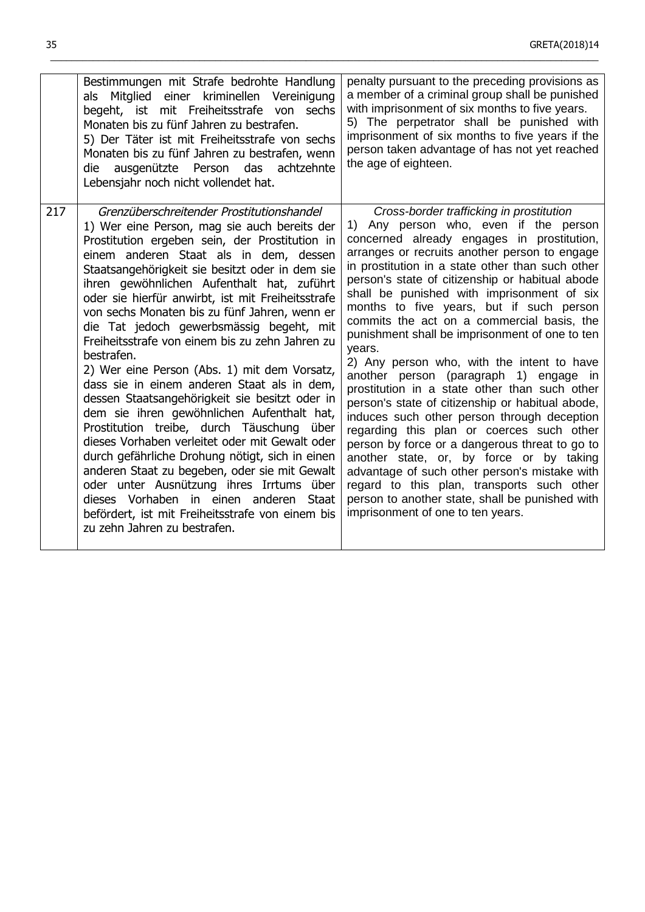| | | |
|---|---|---|
| | Bestimmungen mit Strafe bedrohte Handlung als Mitglied einer kriminellen Vereinigung begeht, ist mit Freiheitsstrafe von sechs Monaten bis zu fünf Jahren zu bestrafen.<br>5) Der Täter ist mit Freiheitsstrafe von sechs Monaten bis zu fünf Jahren zu bestrafen, wenn die ausgenützte Person das achtzehnte Lebensjahr noch nicht vollendet hat. | penalty pursuant to the preceding provisions as a member of a criminal group shall be punished with imprisonment of six months to five years.<br>5) The perpetrator shall be punished with imprisonment of six months to five years if the person taken advantage of has not yet reached the age of eighteen. |
| 217 | *Grenzüberschreitender Prostitutionshandel*<br>1) Wer eine Person, mag sie auch bereits der Prostitution ergeben sein, der Prostitution in einem anderen Staat als in dem, dessen Staatsangehörigkeit sie besitzt oder in dem sie ihren gewöhnlichen Aufenthalt hat, zuführt oder sie hierfür anwirbt, ist mit Freiheitsstrafe von sechs Monaten bis zu fünf Jahren, wenn er die Tat jedoch gewerbsmässig begeht, mit Freiheitsstrafe von einem bis zu zehn Jahren zu bestrafen.<br>2) Wer eine Person (Abs. 1) mit dem Vorsatz, dass sie in einem anderen Staat als in dem, dessen Staatsangehörigkeit sie besitzt oder in dem sie ihren gewöhnlichen Aufenthalt hat, Prostitution treibe, durch Täuschung über dieses Vorhaben verleitet oder mit Gewalt oder durch gefährliche Drohung nötigt, sich in einen anderen Staat zu begeben, oder sie mit Gewalt oder unter Ausnützung ihres Irrtums über dieses Vorhaben in einen anderen Staat befördert, ist mit Freiheitsstrafe von einem bis zu zehn Jahren zu bestrafen. | *Cross-border trafficking in prostitution*<br>1) Any person who, even if the person concerned already engages in prostitution, arranges or recruits another person to engage in prostitution in a state other than such other person's state of citizenship or habitual abode shall be punished with imprisonment of six months to five years, but if such person commits the act on a commercial basis, the punishment shall be imprisonment of one to ten years.<br>2) Any person who, with the intent to have another person (paragraph 1) engage in prostitution in a state other than such other person's state of citizenship or habitual abode, induces such other person through deception regarding this plan or coerces such other person by force or a dangerous threat to go to another state, or, by force or by taking advantage of such other person's mistake with regard to this plan, transports such other person to another state, shall be punished with imprisonment of one to ten years. |